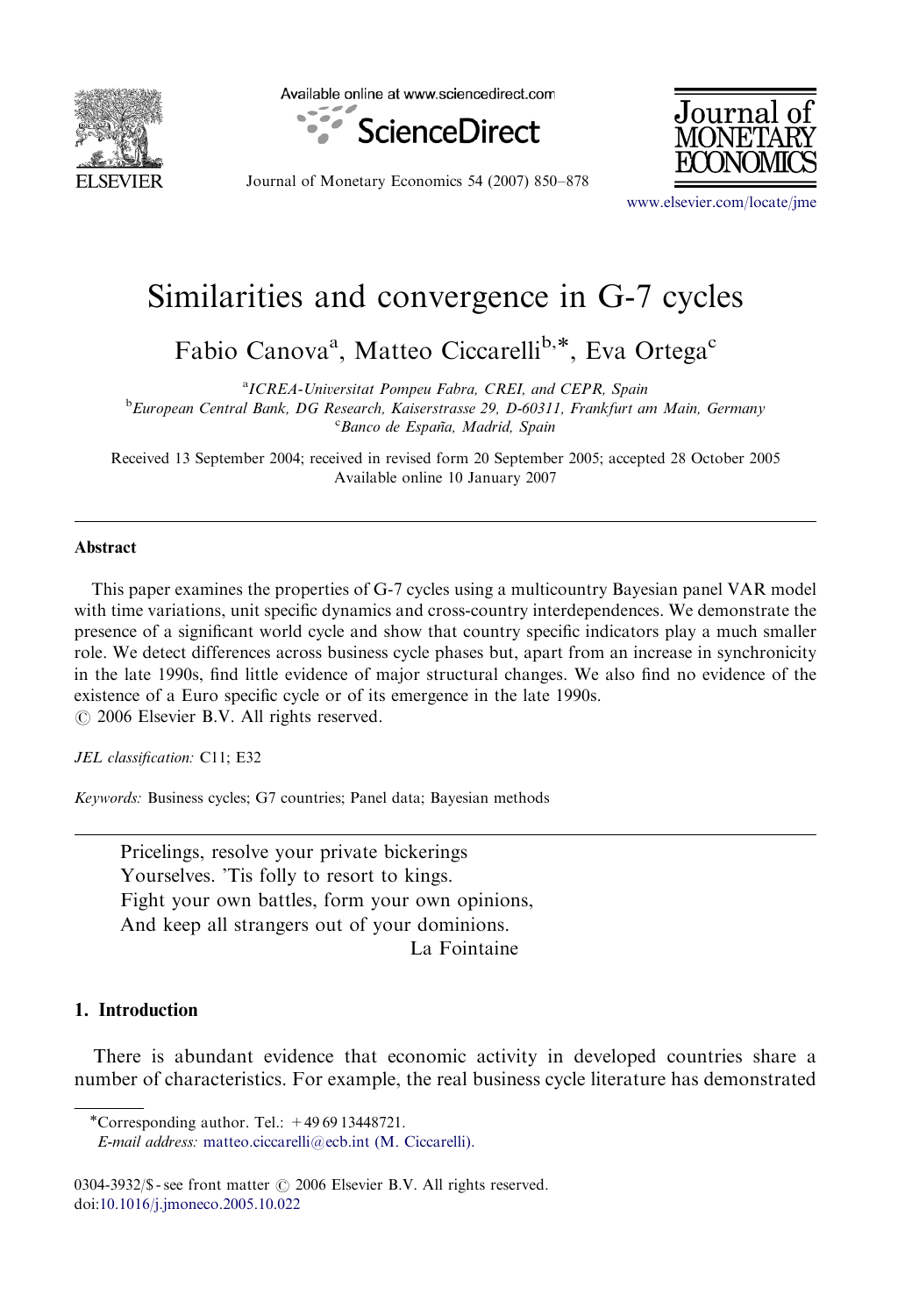# Similarities and convergence in G-7 cycles

Fabio Canova[a], Matteo Ciccarelli[b,*], Eva Ortega[c]

[a] *ICREA-Universitat Pompeu Fabra, CREI, and CEPR, Spain*
[b] *European Central Bank, DG Research, Kaiserstrasse 29, D-60311, Frankfurt am Main, Germany*
[c] *Banco de España, Madrid, Spain*

Received 13 September 2004; received in revised form 20 September 2005; accepted 28 October 2005
Available online 10 January 2007

## Abstract

This paper examines the properties of G-7 cycles using a multicountry Bayesian panel VAR model with time variations, unit specific dynamics and cross-country interdependences. We demonstrate the presence of a significant world cycle and show that country specific indicators play a much smaller role. We detect differences across business cycle phases but, apart from an increase in synchronicity in the late 1990s, find little evidence of major structural changes. We also find no evidence of the existence of a Euro specific cycle or of its emergence in the late 1990s.
© 2006 Elsevier B.V. All rights reserved.

*JEL classification:* C11; E32

*Keywords:* Business cycles; G7 countries; Panel data; Bayesian methods

> Pricelings, resolve your private bickerings
> Yourselves. 'Tis folly to resort to kings.
> Fight your own battles, form your own opinions,
> And keep all strangers out of your dominions.
>
> La Fointaine

## 1. Introduction

There is abundant evidence that economic activity in developed countries share a number of characteristics. For example, the real business cycle literature has demonstrated

*Corresponding author. Tel.: +49 69 13448721.
*E-mail address:* matteo.ciccarelli@ecb.int (M. Ciccarelli).

0304-3932/$ - see front matter © 2006 Elsevier B.V. All rights reserved.
doi:10.1016/j.jmoneco.2005.10.022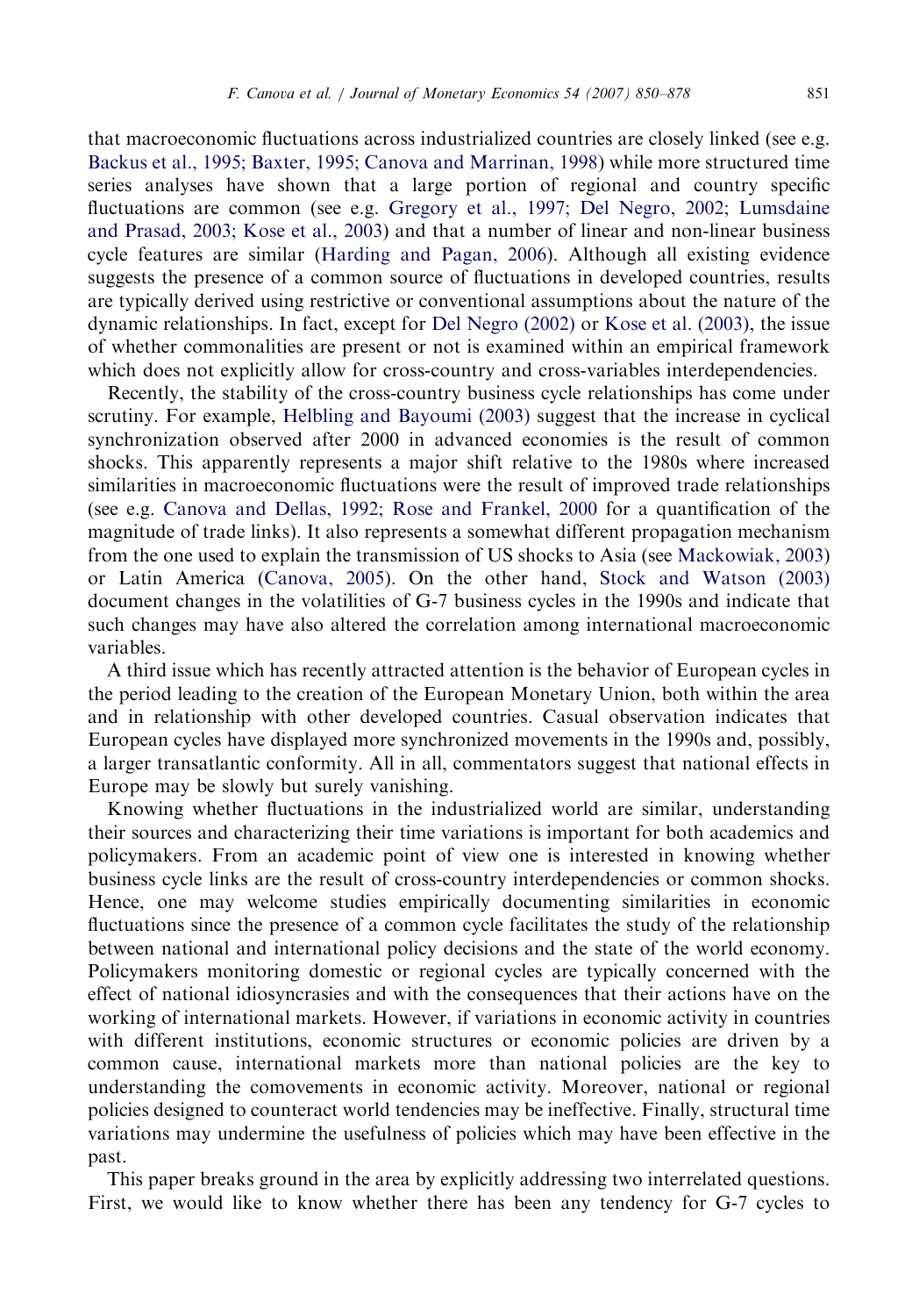that macroeconomic fluctuations across industrialized countries are closely linked (see e.g. Backus et al., 1995; Baxter, 1995; Canova and Marrinan, 1998) while more structured time series analyses have shown that a large portion of regional and country specific fluctuations are common (see e.g. Gregory et al., 1997; Del Negro, 2002; Lumsdaine and Prasad, 2003; Kose et al., 2003) and that a number of linear and non-linear business cycle features are similar (Harding and Pagan, 2006). Although all existing evidence suggests the presence of a common source of fluctuations in developed countries, results are typically derived using restrictive or conventional assumptions about the nature of the dynamic relationships. In fact, except for Del Negro (2002) or Kose et al. (2003), the issue of whether commonalities are present or not is examined within an empirical framework which does not explicitly allow for cross-country and cross-variables interdependencies.

Recently, the stability of the cross-country business cycle relationships has come under scrutiny. For example, Helbling and Bayoumi (2003) suggest that the increase in cyclical synchronization observed after 2000 in advanced economies is the result of common shocks. This apparently represents a major shift relative to the 1980s where increased similarities in macroeconomic fluctuations were the result of improved trade relationships (see e.g. Canova and Dellas, 1992; Rose and Frankel, 2000 for a quantification of the magnitude of trade links). It also represents a somewhat different propagation mechanism from the one used to explain the transmission of US shocks to Asia (see Mackowiak, 2003) or Latin America (Canova, 2005). On the other hand, Stock and Watson (2003) document changes in the volatilities of G-7 business cycles in the 1990s and indicate that such changes may have also altered the correlation among international macroeconomic variables.

A third issue which has recently attracted attention is the behavior of European cycles in the period leading to the creation of the European Monetary Union, both within the area and in relationship with other developed countries. Casual observation indicates that European cycles have displayed more synchronized movements in the 1990s and, possibly, a larger transatlantic conformity. All in all, commentators suggest that national effects in Europe may be slowly but surely vanishing.

Knowing whether fluctuations in the industrialized world are similar, understanding their sources and characterizing their time variations is important for both academics and policymakers. From an academic point of view one is interested in knowing whether business cycle links are the result of cross-country interdependencies or common shocks. Hence, one may welcome studies empirically documenting similarities in economic fluctuations since the presence of a common cycle facilitates the study of the relationship between national and international policy decisions and the state of the world economy. Policymakers monitoring domestic or regional cycles are typically concerned with the effect of national idiosyncrasies and with the consequences that their actions have on the working of international markets. However, if variations in economic activity in countries with different institutions, economic structures or economic policies are driven by a common cause, international markets more than national policies are the key to understanding the comovements in economic activity. Moreover, national or regional policies designed to counteract world tendencies may be ineffective. Finally, structural time variations may undermine the usefulness of policies which may have been effective in the past.

This paper breaks ground in the area by explicitly addressing two interrelated questions. First, we would like to know whether there has been any tendency for G-7 cycles to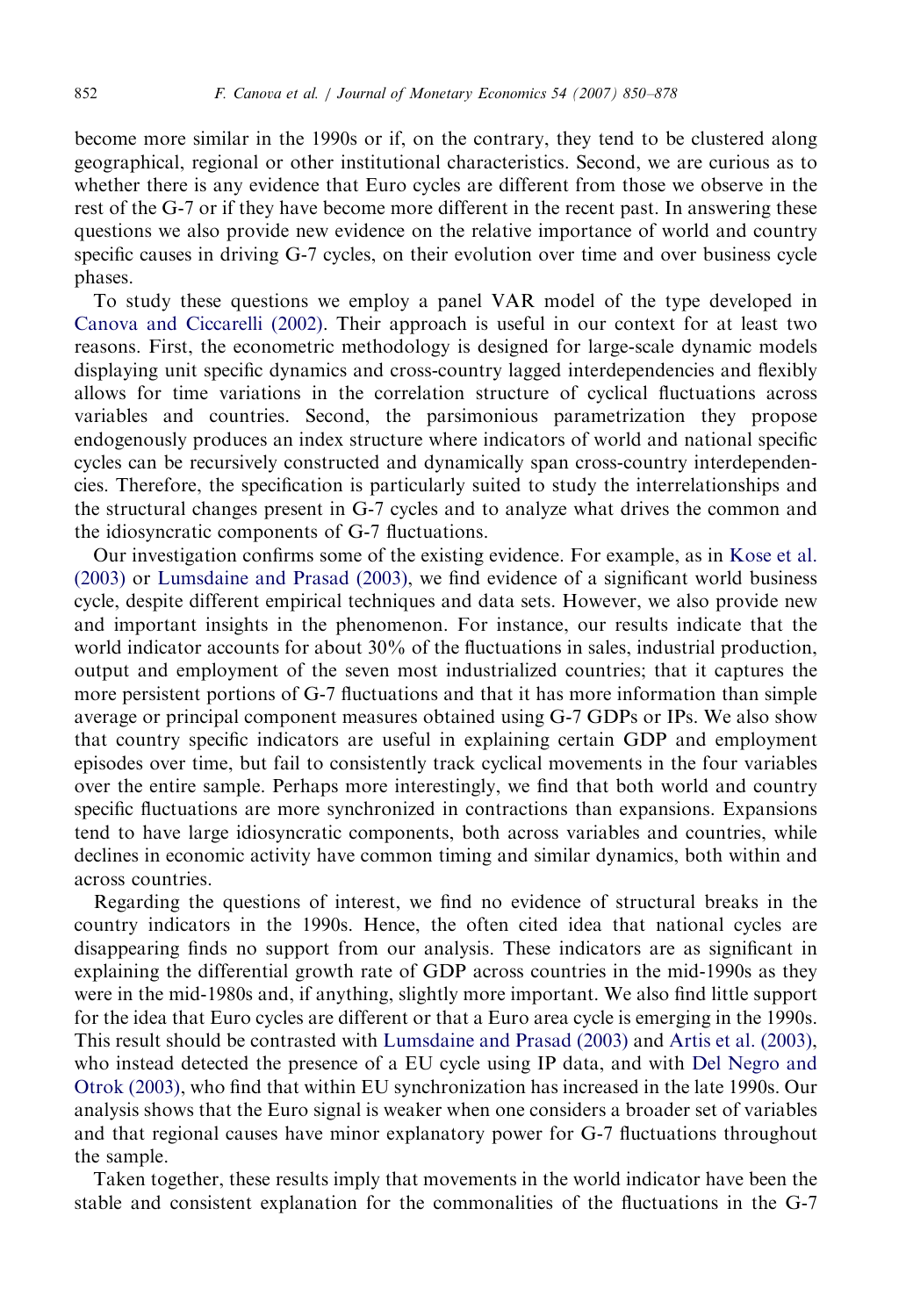become more similar in the 1990s or if, on the contrary, they tend to be clustered along geographical, regional or other institutional characteristics. Second, we are curious as to whether there is any evidence that Euro cycles are different from those we observe in the rest of the G-7 or if they have become more different in the recent past. In answering these questions we also provide new evidence on the relative importance of world and country specific causes in driving G-7 cycles, on their evolution over time and over business cycle phases.

To study these questions we employ a panel VAR model of the type developed in Canova and Ciccarelli (2002). Their approach is useful in our context for at least two reasons. First, the econometric methodology is designed for large-scale dynamic models displaying unit specific dynamics and cross-country lagged interdependencies and flexibly allows for time variations in the correlation structure of cyclical fluctuations across variables and countries. Second, the parsimonious parametrization they propose endogenously produces an index structure where indicators of world and national specific cycles can be recursively constructed and dynamically span cross-country interdependencies. Therefore, the specification is particularly suited to study the interrelationships and the structural changes present in G-7 cycles and to analyze what drives the common and the idiosyncratic components of G-7 fluctuations.

Our investigation confirms some of the existing evidence. For example, as in Kose et al. (2003) or Lumsdaine and Prasad (2003), we find evidence of a significant world business cycle, despite different empirical techniques and data sets. However, we also provide new and important insights in the phenomenon. For instance, our results indicate that the world indicator accounts for about 30% of the fluctuations in sales, industrial production, output and employment of the seven most industrialized countries; that it captures the more persistent portions of G-7 fluctuations and that it has more information than simple average or principal component measures obtained using G-7 GDPs or IPs. We also show that country specific indicators are useful in explaining certain GDP and employment episodes over time, but fail to consistently track cyclical movements in the four variables over the entire sample. Perhaps more interestingly, we find that both world and country specific fluctuations are more synchronized in contractions than expansions. Expansions tend to have large idiosyncratic components, both across variables and countries, while declines in economic activity have common timing and similar dynamics, both within and across countries.

Regarding the questions of interest, we find no evidence of structural breaks in the country indicators in the 1990s. Hence, the often cited idea that national cycles are disappearing finds no support from our analysis. These indicators are as significant in explaining the differential growth rate of GDP across countries in the mid-1990s as they were in the mid-1980s and, if anything, slightly more important. We also find little support for the idea that Euro cycles are different or that a Euro area cycle is emerging in the 1990s. This result should be contrasted with Lumsdaine and Prasad (2003) and Artis et al. (2003), who instead detected the presence of a EU cycle using IP data, and with Del Negro and Otrok (2003), who find that within EU synchronization has increased in the late 1990s. Our analysis shows that the Euro signal is weaker when one considers a broader set of variables and that regional causes have minor explanatory power for G-7 fluctuations throughout the sample.

Taken together, these results imply that movements in the world indicator have been the stable and consistent explanation for the commonalities of the fluctuations in the G-7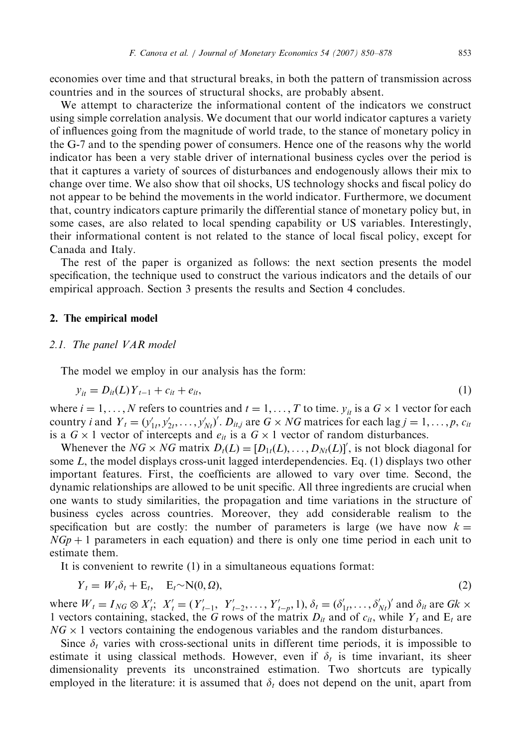economies over time and that structural breaks, in both the pattern of transmission across countries and in the sources of structural shocks, are probably absent.

We attempt to characterize the informational content of the indicators we construct using simple correlation analysis. We document that our world indicator captures a variety of influences going from the magnitude of world trade, to the stance of monetary policy in the G-7 and to the spending power of consumers. Hence one of the reasons why the world indicator has been a very stable driver of international business cycles over the period is that it captures a variety of sources of disturbances and endogenously allows their mix to change over time. We also show that oil shocks, US technology shocks and fiscal policy do not appear to be behind the movements in the world indicator. Furthermore, we document that, country indicators capture primarily the differential stance of monetary policy but, in some cases, are also related to local spending capability or US variables. Interestingly, their informational content is not related to the stance of local fiscal policy, except for Canada and Italy.

The rest of the paper is organized as follows: the next section presents the model specification, the technique used to construct the various indicators and the details of our empirical approach. Section 3 presents the results and Section 4 concludes.

## 2. The empirical model

### 2.1. The panel VAR model

The model we employ in our analysis has the form:

$$y_{it} = D_{it}(L)Y_{t-1} + c_{it} + e_{it}, \tag{1}$$

where $i = 1, \ldots, N$ refers to countries and $t = 1, \ldots, T$ to time. $y_{it}$ is a $G \times 1$ vector for each country $i$ and $Y_t = (y'_{1t}, y'_{2t}, \ldots, y'_{Nt})'$. $D_{it,j}$ are $G \times NG$ matrices for each lag $j = 1, \ldots, p$, $c_{it}$ is a $G \times 1$ vector of intercepts and $e_{it}$ is a $G \times 1$ vector of random disturbances.

Whenever the $NG \times NG$ matrix $D_t(L) = [D_{1t}(L), \ldots, D_{Nt}(L)]'$, is not block diagonal for some $L$, the model displays cross-unit lagged interdependencies. Eq. (1) displays two other important features. First, the coefficients are allowed to vary over time. Second, the dynamic relationships are allowed to be unit specific. All three ingredients are crucial when one wants to study similarities, the propagation and time variations in the structure of business cycles across countries. Moreover, they add considerable realism to the specification but are costly: the number of parameters is large (we have now $k = NGp + 1$ parameters in each equation) and there is only one time period in each unit to estimate them.

It is convenient to rewrite (1) in a simultaneous equations format:

$$Y_t = W_t\delta_t + \mathrm{E}_t, \quad \mathrm{E}_t \sim \mathrm{N}(0, \Omega), \tag{2}$$

where $W_t = I_{NG} \otimes X'_t$; $X'_t = (Y'_{t-1},\ Y'_{t-2}, \ldots, Y'_{t-p}, 1)$, $\delta_t = (\delta'_{1t}, \ldots, \delta'_{Nt})'$ and $\delta_{it}$ are $Gk \times 1$ vectors containing, stacked, the $G$ rows of the matrix $D_{it}$ and of $c_{it}$, while $Y_t$ and $\mathrm{E}_t$ are $NG \times 1$ vectors containing the endogenous variables and the random disturbances.

Since $\delta_t$ varies with cross-sectional units in different time periods, it is impossible to estimate it using classical methods. However, even if $\delta_t$ is time invariant, its sheer dimensionality prevents its unconstrained estimation. Two shortcuts are typically employed in the literature: it is assumed that $\delta_t$ does not depend on the unit, apart from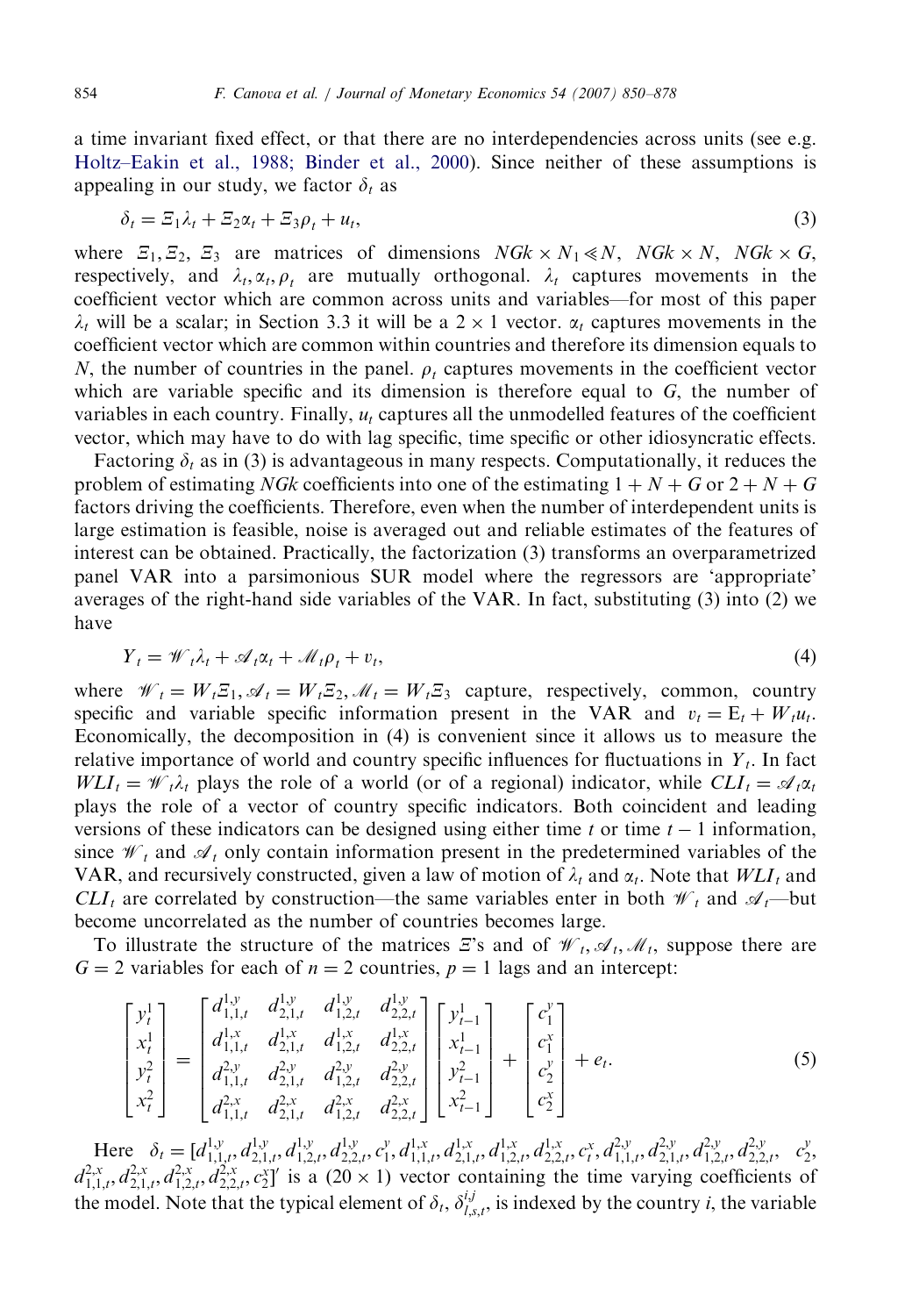a time invariant fixed effect, or that there are no interdependencies across units (see e.g. Holtz–Eakin et al., 1988; Binder et al., 2000). Since neither of these assumptions is appealing in our study, we factor $\delta_t$ as

$$\delta_t = \Xi_1 \lambda_t + \Xi_2 \alpha_t + \Xi_3 \rho_t + u_t, \tag{3}$$

where $\Xi_1, \Xi_2, \Xi_3$ are matrices of dimensions $NGk \times N_1 \ll N$, $NGk \times N$, $NGk \times G$, respectively, and $\lambda_t, \alpha_t, \rho_t$ are mutually orthogonal. $\lambda_t$ captures movements in the coefficient vector which are common across units and variables—for most of this paper $\lambda_t$ will be a scalar; in Section 3.3 it will be a $2 \times 1$ vector. $\alpha_t$ captures movements in the coefficient vector which are common within countries and therefore its dimension equals to $N$, the number of countries in the panel. $\rho_t$ captures movements in the coefficient vector which are variable specific and its dimension is therefore equal to $G$, the number of variables in each country. Finally, $u_t$ captures all the unmodelled features of the coefficient vector, which may have to do with lag specific, time specific or other idiosyncratic effects.

Factoring $\delta_t$ as in (3) is advantageous in many respects. Computationally, it reduces the problem of estimating $NGk$ coefficients into one of the estimating $1 + N + G$ or $2 + N + G$ factors driving the coefficients. Therefore, even when the number of interdependent units is large estimation is feasible, noise is averaged out and reliable estimates of the features of interest can be obtained. Practically, the factorization (3) transforms an overparametrized panel VAR into a parsimonious SUR model where the regressors are 'appropriate' averages of the right-hand side variables of the VAR. In fact, substituting (3) into (2) we have

$$Y_t = \mathscr{W}_t \lambda_t + \mathscr{A}_t \alpha_t + \mathscr{M}_t \rho_t + v_t, \tag{4}$$

where $\mathscr{W}_t = W_t \Xi_1, \mathscr{A}_t = W_t \Xi_2, \mathscr{M}_t = W_t \Xi_3$ capture, respectively, common, country specific and variable specific information present in the VAR and $v_t = \mathrm{E}_t + W_t u_t$. Economically, the decomposition in (4) is convenient since it allows us to measure the relative importance of world and country specific influences for fluctuations in $Y_t$. In fact $WLI_t = \mathscr{W}_t \lambda_t$ plays the role of a world (or of a regional) indicator, while $CLI_t = \mathscr{A}_t \alpha_t$ plays the role of a vector of country specific indicators. Both coincident and leading versions of these indicators can be designed using either time $t$ or time $t-1$ information, since $\mathscr{W}_t$ and $\mathscr{A}_t$ only contain information present in the predetermined variables of the VAR, and recursively constructed, given a law of motion of $\lambda_t$ and $\alpha_t$. Note that $WLI_t$ and $CLI_t$ are correlated by construction—the same variables enter in both $\mathscr{W}_t$ and $\mathscr{A}_t$—but become uncorrelated as the number of countries becomes large.

To illustrate the structure of the matrices $\Xi$'s and of $\mathscr{W}_t, \mathscr{A}_t, \mathscr{M}_t$, suppose there are $G = 2$ variables for each of $n = 2$ countries, $p = 1$ lags and an intercept:

$$\begin{bmatrix} y_t^1 \\ x_t^1 \\ y_t^2 \\ x_t^2 \end{bmatrix} = \begin{bmatrix} d_{1,1,t}^{1,y} & d_{2,1,t}^{1,y} & d_{1,2,t}^{1,y} & d_{2,2,t}^{1,y} \\ d_{1,1,t}^{1,x} & d_{2,1,t}^{1,x} & d_{1,2,t}^{1,x} & d_{2,2,t}^{1,x} \\ d_{1,1,t}^{2,y} & d_{2,1,t}^{2,y} & d_{1,2,t}^{2,y} & d_{2,2,t}^{2,y} \\ d_{1,1,t}^{2,x} & d_{2,1,t}^{2,x} & d_{1,2,t}^{2,x} & d_{2,2,t}^{2,x} \end{bmatrix} \begin{bmatrix} y_{t-1}^1 \\ x_{t-1}^1 \\ y_{t-1}^2 \\ x_{t-1}^2 \end{bmatrix} + \begin{bmatrix} c_1^y \\ c_1^x \\ c_2^y \\ c_2^x \end{bmatrix} + e_t. \tag{5}$$

Here $\delta_t = [d_{1,1,t}^{1,y}, d_{2,1,t}^{1,y}, d_{1,2,t}^{1,y}, d_{2,2,t}^{1,y}, c_1^y, d_{1,1,t}^{1,x}, d_{2,1,t}^{1,x}, d_{1,2,t}^{1,x}, d_{2,2,t}^{1,x}, c_1^x, d_{1,1,t}^{2,y}, d_{2,1,t}^{2,y}, d_{1,2,t}^{2,y}, d_{2,2,t}^{2,y}, c_2^y, d_{1,1,t}^{2,x}, d_{2,1,t}^{2,x}, d_{1,2,t}^{2,x}, d_{2,2,t}^{2,x}, c_2^x]'$ is a $(20 \times 1)$ vector containing the time varying coefficients of the model. Note that the typical element of $\delta_t$, $\delta_{l,s,t}^{i,j}$, is indexed by the country $i$, the variable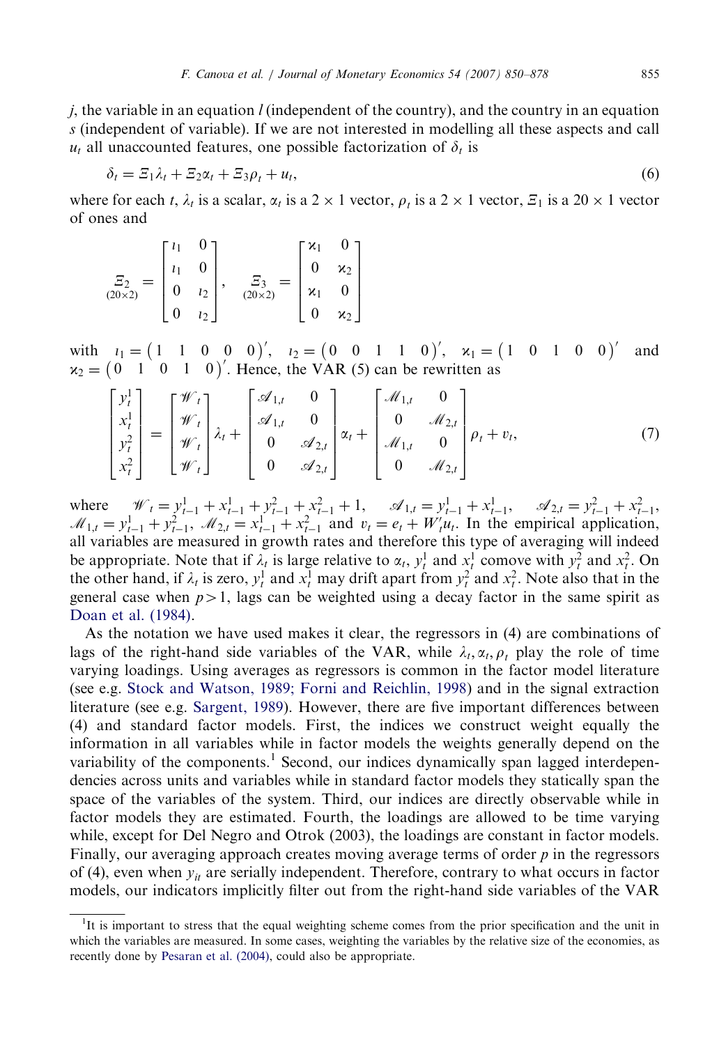$j$, the variable in an equation $l$ (independent of the country), and the country in an equation $s$ (independent of variable). If we are not interested in modelling all these aspects and call $u_t$ all unaccounted features, one possible factorization of $\delta_t$ is

$$\delta_t = \Xi_1 \lambda_t + \Xi_2 \alpha_t + \Xi_3 \rho_t + u_t, \tag{6}$$

where for each $t$, $\lambda_t$ is a scalar, $\alpha_t$ is a $2 \times 1$ vector, $\rho_t$ is a $2 \times 1$ vector, $\Xi_1$ is a $20 \times 1$ vector of ones and

$$\underset{(20\times 2)}{\Xi_2} = \begin{bmatrix} \iota_1 & 0 \\ \iota_1 & 0 \\ 0 & \iota_2 \\ 0 & \iota_2 \end{bmatrix}, \quad \underset{(20\times 2)}{\Xi_3} = \begin{bmatrix} \varkappa_1 & 0 \\ 0 & \varkappa_2 \\ \varkappa_1 & 0 \\ 0 & \varkappa_2 \end{bmatrix}$$

with $\iota_1 = \begin{pmatrix} 1 & 1 & 0 & 0 & 0 \end{pmatrix}'$, $\iota_2 = \begin{pmatrix} 0 & 0 & 1 & 1 & 0 \end{pmatrix}'$, $\varkappa_1 = \begin{pmatrix} 1 & 0 & 1 & 0 & 0 \end{pmatrix}'$ and $\varkappa_2 = \begin{pmatrix} 0 & 1 & 0 & 1 & 0 \end{pmatrix}'$. Hence, the VAR (5) can be rewritten as

$$\begin{bmatrix} y_t^1 \\ x_t^1 \\ y_t^2 \\ x_t^2 \end{bmatrix} = \begin{bmatrix} \mathscr{W}_t \\ \mathscr{W}_t \\ \mathscr{W}_t \\ \mathscr{W}_t \end{bmatrix} \lambda_t + \begin{bmatrix} \mathscr{A}_{1,t} & 0 \\ \mathscr{A}_{1,t} & 0 \\ 0 & \mathscr{A}_{2,t} \\ 0 & \mathscr{A}_{2,t} \end{bmatrix} \alpha_t + \begin{bmatrix} \mathscr{M}_{1,t} & 0 \\ 0 & \mathscr{M}_{2,t} \\ \mathscr{M}_{1,t} & 0 \\ 0 & \mathscr{M}_{2,t} \end{bmatrix} \rho_t + v_t, \tag{7}$$

where $\mathscr{W}_t = y_{t-1}^1 + x_{t-1}^1 + y_{t-1}^2 + x_{t-1}^2 + 1$, $\mathscr{A}_{1,t} = y_{t-1}^1 + x_{t-1}^1$, $\mathscr{A}_{2,t} = y_{t-1}^2 + x_{t-1}^2$, $\mathscr{M}_{1,t} = y_{t-1}^1 + y_{t-1}^2$, $\mathscr{M}_{2,t} = x_{t-1}^1 + x_{t-1}^2$ and $v_t = e_t + W_t' u_t$. In the empirical application, all variables are measured in growth rates and therefore this type of averaging will indeed be appropriate. Note that if $\lambda_t$ is large relative to $\alpha_t$, $y_t^1$ and $x_t^1$ comove with $y_t^2$ and $x_t^2$. On the other hand, if $\lambda_t$ is zero, $y_t^1$ and $x_t^1$ may drift apart from $y_t^2$ and $x_t^2$. Note also that in the general case when $p > 1$, lags can be weighted using a decay factor in the same spirit as Doan et al. (1984).

As the notation we have used makes it clear, the regressors in (4) are combinations of lags of the right-hand side variables of the VAR, while $\lambda_t, \alpha_t, \rho_t$ play the role of time varying loadings. Using averages as regressors is common in the factor model literature (see e.g. Stock and Watson, 1989; Forni and Reichlin, 1998) and in the signal extraction literature (see e.g. Sargent, 1989). However, there are five important differences between (4) and standard factor models. First, the indices we construct weight equally the information in all variables while in factor models the weights generally depend on the variability of the components.[1] Second, our indices dynamically span lagged interdependencies across units and variables while in standard factor models they statically span the space of the variables of the system. Third, our indices are directly observable while in factor models they are estimated. Fourth, the loadings are allowed to be time varying while, except for Del Negro and Otrok (2003), the loadings are constant in factor models. Finally, our averaging approach creates moving average terms of order $p$ in the regressors of (4), even when $y_{it}$ are serially independent. Therefore, contrary to what occurs in factor models, our indicators implicitly filter out from the right-hand side variables of the VAR

[1] It is important to stress that the equal weighting scheme comes from the prior specification and the unit in which the variables are measured. In some cases, weighting the variables by the relative size of the economies, as recently done by Pesaran et al. (2004), could also be appropriate.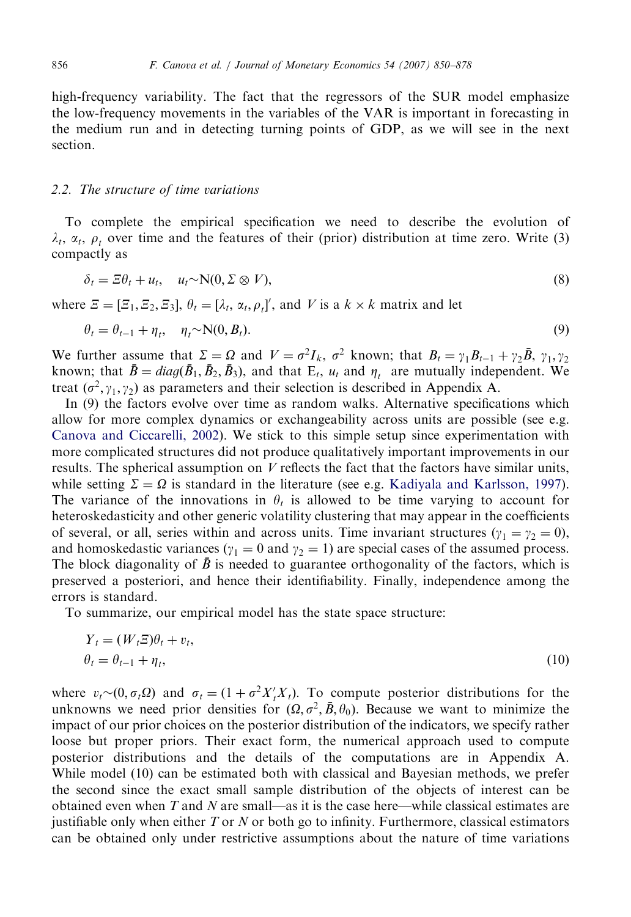high-frequency variability. The fact that the regressors of the SUR model emphasize the low-frequency movements in the variables of the VAR is important in forecasting in the medium run and in detecting turning points of GDP, as we will see in the next section.

### 2.2. The structure of time variations

To complete the empirical specification we need to describe the evolution of $\lambda_t$, $\alpha_t$, $\rho_t$ over time and the features of their (prior) distribution at time zero. Write (3) compactly as

$$\delta_t = \Xi\theta_t + u_t, \quad u_t \sim \mathrm{N}(0, \Sigma \otimes V), \tag{8}$$

where $\Xi = [\Xi_1, \Xi_2, \Xi_3]$, $\theta_t = [\lambda_t, \alpha_t, \rho_t]'$, and $V$ is a $k \times k$ matrix and let

$$\theta_t = \theta_{t-1} + \eta_t, \quad \eta_t \sim \mathrm{N}(0, B_t). \tag{9}$$

We further assume that $\Sigma = \Omega$ and $V = \sigma^2 I_k$, $\sigma^2$ known; that $B_t = \gamma_1 B_{t-1} + \gamma_2 \bar{B}$, $\gamma_1, \gamma_2$ known; that $\bar{B} = diag(\bar{B}_1, \bar{B}_2, \bar{B}_3)$, and that $\mathrm{E}_t$, $u_t$ and $\eta_t$ are mutually independent. We treat $(\sigma^2, \gamma_1, \gamma_2)$ as parameters and their selection is described in Appendix A.

In (9) the factors evolve over time as random walks. Alternative specifications which allow for more complex dynamics or exchangeability across units are possible (see e.g. Canova and Ciccarelli, 2002). We stick to this simple setup since experimentation with more complicated structures did not produce qualitatively important improvements in our results. The spherical assumption on $V$ reflects the fact that the factors have similar units, while setting $\Sigma = \Omega$ is standard in the literature (see e.g. Kadiyala and Karlsson, 1997). The variance of the innovations in $\theta_t$ is allowed to be time varying to account for heteroskedasticity and other generic volatility clustering that may appear in the coefficients of several, or all, series within and across units. Time invariant structures ($\gamma_1 = \gamma_2 = 0$), and homoskedastic variances ($\gamma_1 = 0$ and $\gamma_2 = 1$) are special cases of the assumed process. The block diagonality of $\bar{B}$ is needed to guarantee orthogonality of the factors, which is preserved a posteriori, and hence their identifiability. Finally, independence among the errors is standard.

To summarize, our empirical model has the state space structure:

$$\begin{aligned} Y_t &= (W_t\Xi)\theta_t + v_t, \\ \theta_t &= \theta_{t-1} + \eta_t, \end{aligned} \tag{10}$$

where $v_t \sim (0, \sigma_t \Omega)$ and $\sigma_t = (1 + \sigma^2 X_t' X_t)$. To compute posterior distributions for the unknowns we need prior densities for $(\Omega, \sigma^2, \bar{B}, \theta_0)$. Because we want to minimize the impact of our prior choices on the posterior distribution of the indicators, we specify rather loose but proper priors. Their exact form, the numerical approach used to compute posterior distributions and the details of the computations are in Appendix A. While model (10) can be estimated both with classical and Bayesian methods, we prefer the second since the exact small sample distribution of the objects of interest can be obtained even when $T$ and $N$ are small—as it is the case here—while classical estimates are justifiable only when either $T$ or $N$ or both go to infinity. Furthermore, classical estimators can be obtained only under restrictive assumptions about the nature of time variations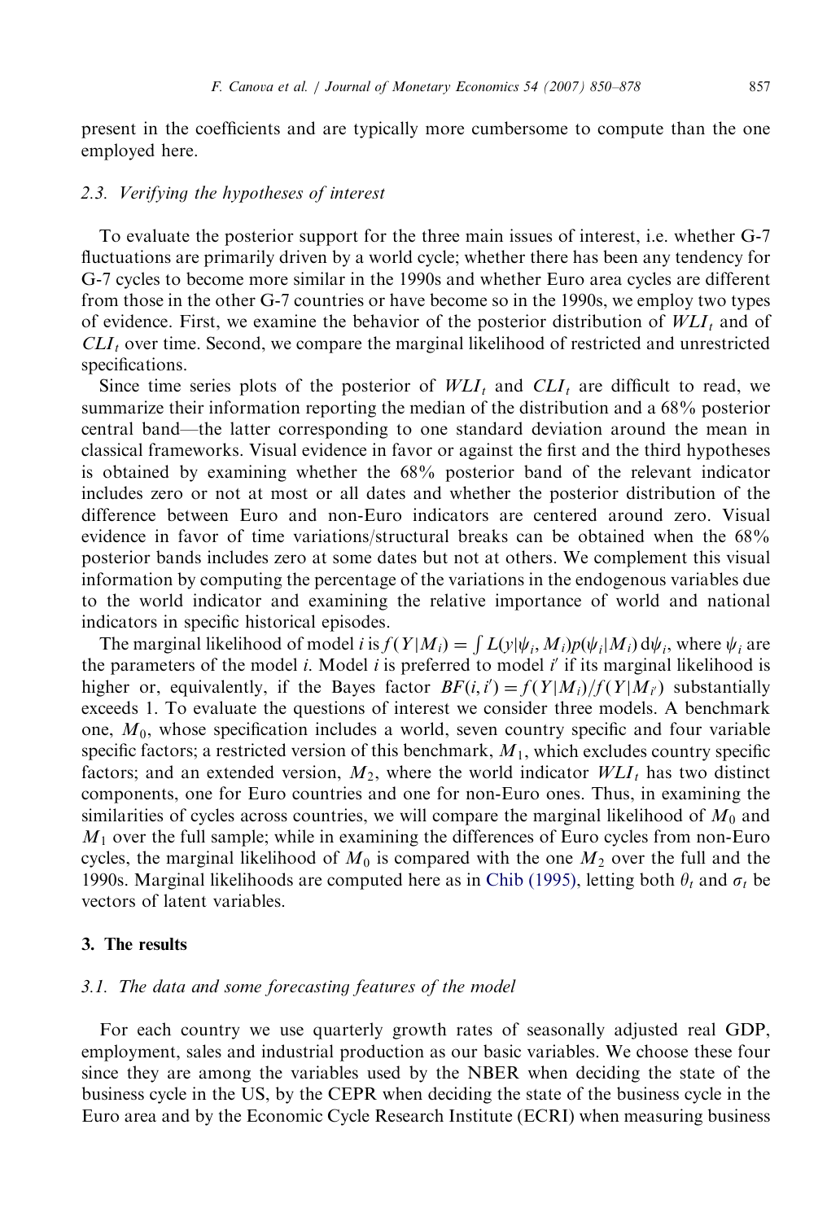present in the coefficients and are typically more cumbersome to compute than the one employed here.

### 2.3. Verifying the hypotheses of interest

To evaluate the posterior support for the three main issues of interest, i.e. whether G-7 fluctuations are primarily driven by a world cycle; whether there has been any tendency for G-7 cycles to become more similar in the 1990s and whether Euro area cycles are different from those in the other G-7 countries or have become so in the 1990s, we employ two types of evidence. First, we examine the behavior of the posterior distribution of $WLI_t$ and of $CLI_t$ over time. Second, we compare the marginal likelihood of restricted and unrestricted specifications.

Since time series plots of the posterior of $WLI_t$ and $CLI_t$ are difficult to read, we summarize their information reporting the median of the distribution and a 68% posterior central band—the latter corresponding to one standard deviation around the mean in classical frameworks. Visual evidence in favor or against the first and the third hypotheses is obtained by examining whether the 68% posterior band of the relevant indicator includes zero or not at most or all dates and whether the posterior distribution of the difference between Euro and non-Euro indicators are centered around zero. Visual evidence in favor of time variations/structural breaks can be obtained when the 68% posterior bands includes zero at some dates but not at others. We complement this visual information by computing the percentage of the variations in the endogenous variables due to the world indicator and examining the relative importance of world and national indicators in specific historical episodes.

The marginal likelihood of model $i$ is $f(Y|M_i) = \int L(y|\psi_i, M_i)p(\psi_i|M_i)\,d\psi_i$, where $\psi_i$ are the parameters of the model $i$. Model $i$ is preferred to model $i'$ if its marginal likelihood is higher or, equivalently, if the Bayes factor $BF(i,i') = f(Y|M_i)/f(Y|M_{i'})$ substantially exceeds 1. To evaluate the questions of interest we consider three models. A benchmark one, $M_0$, whose specification includes a world, seven country specific and four variable specific factors; a restricted version of this benchmark, $M_1$, which excludes country specific factors; and an extended version, $M_2$, where the world indicator $WLI_t$ has two distinct components, one for Euro countries and one for non-Euro ones. Thus, in examining the similarities of cycles across countries, we will compare the marginal likelihood of $M_0$ and $M_1$ over the full sample; while in examining the differences of Euro cycles from non-Euro cycles, the marginal likelihood of $M_0$ is compared with the one $M_2$ over the full and the 1990s. Marginal likelihoods are computed here as in Chib (1995), letting both $\theta_t$ and $\sigma_t$ be vectors of latent variables.

## 3. The results

### 3.1. The data and some forecasting features of the model

For each country we use quarterly growth rates of seasonally adjusted real GDP, employment, sales and industrial production as our basic variables. We choose these four since they are among the variables used by the NBER when deciding the state of the business cycle in the US, by the CEPR when deciding the state of the business cycle in the Euro area and by the Economic Cycle Research Institute (ECRI) when measuring business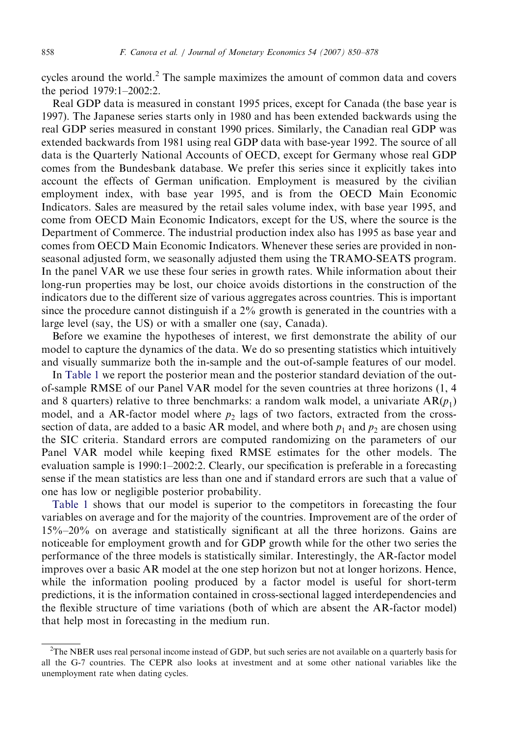cycles around the world.[2] The sample maximizes the amount of common data and covers the period 1979:1–2002:2.

Real GDP data is measured in constant 1995 prices, except for Canada (the base year is 1997). The Japanese series starts only in 1980 and has been extended backwards using the real GDP series measured in constant 1990 prices. Similarly, the Canadian real GDP was extended backwards from 1981 using real GDP data with base-year 1992. The source of all data is the Quarterly National Accounts of OECD, except for Germany whose real GDP comes from the Bundesbank database. We prefer this series since it explicitly takes into account the effects of German unification. Employment is measured by the civilian employment index, with base year 1995, and is from the OECD Main Economic Indicators. Sales are measured by the retail sales volume index, with base year 1995, and come from OECD Main Economic Indicators, except for the US, where the source is the Department of Commerce. The industrial production index also has 1995 as base year and comes from OECD Main Economic Indicators. Whenever these series are provided in non-seasonal adjusted form, we seasonally adjusted them using the TRAMO-SEATS program. In the panel VAR we use these four series in growth rates. While information about their long-run properties may be lost, our choice avoids distortions in the construction of the indicators due to the different size of various aggregates across countries. This is important since the procedure cannot distinguish if a 2% growth is generated in the countries with a large level (say, the US) or with a smaller one (say, Canada).

Before we examine the hypotheses of interest, we first demonstrate the ability of our model to capture the dynamics of the data. We do so presenting statistics which intuitively and visually summarize both the in-sample and the out-of-sample features of our model.

In Table 1 we report the posterior mean and the posterior standard deviation of the out-of-sample RMSE of our Panel VAR model for the seven countries at three horizons (1, 4 and 8 quarters) relative to three benchmarks: a random walk model, a univariate AR($p_1$) model, and a AR-factor model where $p_2$ lags of two factors, extracted from the cross-section of data, are added to a basic AR model, and where both $p_1$ and $p_2$ are chosen using the SIC criteria. Standard errors are computed randomizing on the parameters of our Panel VAR model while keeping fixed RMSE estimates for the other models. The evaluation sample is 1990:1–2002:2. Clearly, our specification is preferable in a forecasting sense if the mean statistics are less than one and if standard errors are such that a value of one has low or negligible posterior probability.

Table 1 shows that our model is superior to the competitors in forecasting the four variables on average and for the majority of the countries. Improvement are of the order of 15%–20% on average and statistically significant at all the three horizons. Gains are noticeable for employment growth and for GDP growth while for the other two series the performance of the three models is statistically similar. Interestingly, the AR-factor model improves over a basic AR model at the one step horizon but not at longer horizons. Hence, while the information pooling produced by a factor model is useful for short-term predictions, it is the information contained in cross-sectional lagged interdependencies and the flexible structure of time variations (both of which are absent the AR-factor model) that help most in forecasting in the medium run.

[2] The NBER uses real personal income instead of GDP, but such series are not available on a quarterly basis for all the G-7 countries. The CEPR also looks at investment and at some other national variables like the unemployment rate when dating cycles.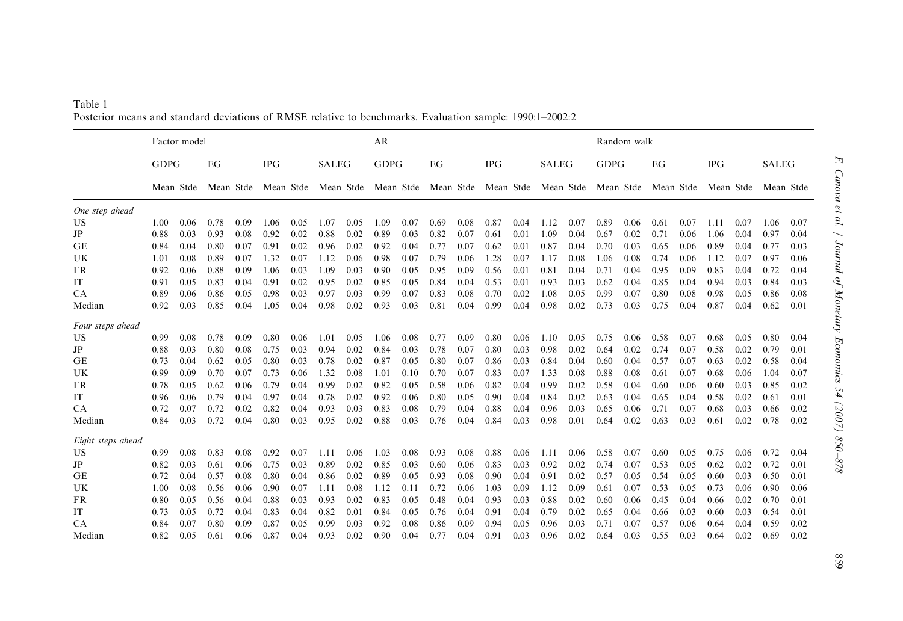Table 1

Posterior means and standard deviations of RMSE relative to benchmarks. Evaluation sample: 1990:1–2002:2

| | Factor model | | | | | | | | AR | | | | | | | | Random walk | | | | | | | |
|---|---|---|---|---|---|---|---|---|---|---|---|---|---|---|---|---|---|---|---|---|---|---|---|---|
| | GDPG | | EG | | IPG | | SALEG | | GDPG | | EG | | IPG | | SALEG | | GDPG | | EG | | IPG | | SALEG | |
| | Mean | Stde | Mean | Stde | Mean | Stde | Mean | Stde | Mean | Stde | Mean | Stde | Mean | Stde | Mean | Stde | Mean | Stde | Mean | Stde | Mean | Stde | Mean | Stde |
| *One step ahead* | | | | | | | | | | | | | | | | | | | | | | | | |
| US | 1.00 | 0.06 | 0.78 | 0.09 | 1.06 | 0.05 | 1.07 | 0.05 | 1.09 | 0.07 | 0.69 | 0.08 | 0.87 | 0.04 | 1.12 | 0.07 | 0.89 | 0.06 | 0.61 | 0.07 | 1.11 | 0.07 | 1.06 | 0.07 |
| JP | 0.88 | 0.03 | 0.93 | 0.08 | 0.92 | 0.02 | 0.88 | 0.02 | 0.89 | 0.03 | 0.82 | 0.07 | 0.61 | 0.01 | 1.09 | 0.04 | 0.67 | 0.02 | 0.71 | 0.06 | 1.06 | 0.04 | 0.97 | 0.04 |
| GE | 0.84 | 0.04 | 0.80 | 0.07 | 0.91 | 0.02 | 0.96 | 0.02 | 0.92 | 0.04 | 0.77 | 0.07 | 0.62 | 0.01 | 0.87 | 0.04 | 0.70 | 0.03 | 0.65 | 0.06 | 0.89 | 0.04 | 0.77 | 0.03 |
| UK | 1.01 | 0.08 | 0.89 | 0.07 | 1.32 | 0.07 | 1.12 | 0.06 | 0.98 | 0.07 | 0.79 | 0.06 | 1.28 | 0.07 | 1.17 | 0.08 | 1.06 | 0.08 | 0.74 | 0.06 | 1.12 | 0.07 | 0.97 | 0.06 |
| FR | 0.92 | 0.06 | 0.88 | 0.09 | 1.06 | 0.03 | 1.09 | 0.03 | 0.90 | 0.05 | 0.95 | 0.09 | 0.56 | 0.01 | 0.81 | 0.04 | 0.71 | 0.04 | 0.95 | 0.09 | 0.83 | 0.04 | 0.72 | 0.04 |
| IT | 0.91 | 0.05 | 0.83 | 0.04 | 0.91 | 0.02 | 0.95 | 0.02 | 0.85 | 0.05 | 0.84 | 0.04 | 0.53 | 0.01 | 0.93 | 0.03 | 0.62 | 0.04 | 0.85 | 0.04 | 0.94 | 0.03 | 0.84 | 0.03 |
| CA | 0.89 | 0.06 | 0.86 | 0.05 | 0.98 | 0.03 | 0.97 | 0.03 | 0.99 | 0.07 | 0.83 | 0.08 | 0.70 | 0.02 | 1.08 | 0.05 | 0.99 | 0.07 | 0.80 | 0.08 | 0.98 | 0.05 | 0.86 | 0.08 |
| Median | 0.92 | 0.03 | 0.85 | 0.04 | 1.05 | 0.04 | 0.98 | 0.02 | 0.93 | 0.03 | 0.81 | 0.04 | 0.99 | 0.04 | 0.98 | 0.02 | 0.73 | 0.03 | 0.75 | 0.04 | 0.87 | 0.04 | 0.62 | 0.01 |
| *Four steps ahead* | | | | | | | | | | | | | | | | | | | | | | | | |
| US | 0.99 | 0.08 | 0.78 | 0.09 | 0.80 | 0.06 | 1.01 | 0.05 | 1.06 | 0.08 | 0.77 | 0.09 | 0.80 | 0.06 | 1.10 | 0.05 | 0.75 | 0.06 | 0.58 | 0.07 | 0.68 | 0.05 | 0.80 | 0.04 |
| JP | 0.88 | 0.03 | 0.80 | 0.08 | 0.75 | 0.03 | 0.94 | 0.02 | 0.84 | 0.03 | 0.78 | 0.07 | 0.80 | 0.03 | 0.98 | 0.02 | 0.64 | 0.02 | 0.74 | 0.07 | 0.58 | 0.02 | 0.79 | 0.01 |
| GE | 0.73 | 0.04 | 0.62 | 0.05 | 0.80 | 0.03 | 0.78 | 0.02 | 0.87 | 0.05 | 0.80 | 0.07 | 0.86 | 0.03 | 0.84 | 0.04 | 0.60 | 0.04 | 0.57 | 0.07 | 0.63 | 0.02 | 0.58 | 0.04 |
| UK | 0.99 | 0.09 | 0.70 | 0.07 | 0.73 | 0.06 | 1.32 | 0.08 | 1.01 | 0.10 | 0.70 | 0.07 | 0.83 | 0.07 | 1.33 | 0.08 | 0.88 | 0.08 | 0.61 | 0.07 | 0.68 | 0.06 | 1.04 | 0.07 |
| FR | 0.78 | 0.05 | 0.62 | 0.06 | 0.79 | 0.04 | 0.99 | 0.02 | 0.82 | 0.05 | 0.58 | 0.06 | 0.82 | 0.04 | 0.99 | 0.02 | 0.58 | 0.04 | 0.60 | 0.06 | 0.60 | 0.03 | 0.85 | 0.02 |
| IT | 0.96 | 0.06 | 0.79 | 0.04 | 0.97 | 0.04 | 0.78 | 0.02 | 0.92 | 0.06 | 0.80 | 0.05 | 0.90 | 0.04 | 0.84 | 0.02 | 0.63 | 0.04 | 0.65 | 0.04 | 0.58 | 0.02 | 0.61 | 0.01 |
| CA | 0.72 | 0.07 | 0.72 | 0.02 | 0.82 | 0.04 | 0.93 | 0.03 | 0.83 | 0.08 | 0.79 | 0.04 | 0.88 | 0.04 | 0.96 | 0.03 | 0.65 | 0.06 | 0.71 | 0.07 | 0.68 | 0.03 | 0.66 | 0.02 |
| Median | 0.84 | 0.03 | 0.72 | 0.04 | 0.80 | 0.03 | 0.95 | 0.02 | 0.88 | 0.03 | 0.76 | 0.04 | 0.84 | 0.03 | 0.98 | 0.01 | 0.64 | 0.02 | 0.63 | 0.03 | 0.61 | 0.02 | 0.78 | 0.02 |
| *Eight steps ahead* | | | | | | | | | | | | | | | | | | | | | | | | |
| US | 0.99 | 0.08 | 0.83 | 0.08 | 0.92 | 0.07 | 1.11 | 0.06 | 1.03 | 0.08 | 0.93 | 0.08 | 0.88 | 0.06 | 1.11 | 0.06 | 0.58 | 0.07 | 0.60 | 0.05 | 0.75 | 0.06 | 0.72 | 0.04 |
| JP | 0.82 | 0.03 | 0.61 | 0.06 | 0.75 | 0.03 | 0.89 | 0.02 | 0.85 | 0.03 | 0.60 | 0.06 | 0.83 | 0.03 | 0.92 | 0.02 | 0.74 | 0.07 | 0.53 | 0.05 | 0.62 | 0.02 | 0.72 | 0.01 |
| GE | 0.72 | 0.04 | 0.57 | 0.08 | 0.80 | 0.04 | 0.86 | 0.02 | 0.89 | 0.05 | 0.93 | 0.08 | 0.90 | 0.04 | 0.91 | 0.02 | 0.57 | 0.05 | 0.54 | 0.05 | 0.60 | 0.03 | 0.50 | 0.01 |
| UK | 1.00 | 0.08 | 0.56 | 0.06 | 0.90 | 0.07 | 1.11 | 0.08 | 1.12 | 0.11 | 0.72 | 0.06 | 1.03 | 0.09 | 1.12 | 0.09 | 0.61 | 0.07 | 0.53 | 0.05 | 0.73 | 0.06 | 0.90 | 0.06 |
| FR | 0.80 | 0.05 | 0.56 | 0.04 | 0.88 | 0.03 | 0.93 | 0.02 | 0.83 | 0.05 | 0.48 | 0.04 | 0.93 | 0.03 | 0.88 | 0.02 | 0.60 | 0.06 | 0.45 | 0.04 | 0.66 | 0.02 | 0.70 | 0.01 |
| IT | 0.73 | 0.05 | 0.72 | 0.04 | 0.83 | 0.04 | 0.82 | 0.01 | 0.84 | 0.05 | 0.76 | 0.04 | 0.91 | 0.04 | 0.79 | 0.02 | 0.65 | 0.04 | 0.66 | 0.03 | 0.60 | 0.03 | 0.54 | 0.01 |
| CA | 0.84 | 0.07 | 0.80 | 0.09 | 0.87 | 0.05 | 0.99 | 0.03 | 0.92 | 0.08 | 0.86 | 0.09 | 0.94 | 0.05 | 0.96 | 0.03 | 0.71 | 0.07 | 0.57 | 0.06 | 0.64 | 0.04 | 0.59 | 0.02 |
| Median | 0.82 | 0.05 | 0.61 | 0.06 | 0.87 | 0.04 | 0.93 | 0.02 | 0.90 | 0.04 | 0.77 | 0.04 | 0.91 | 0.03 | 0.96 | 0.02 | 0.64 | 0.03 | 0.55 | 0.03 | 0.64 | 0.02 | 0.69 | 0.02 |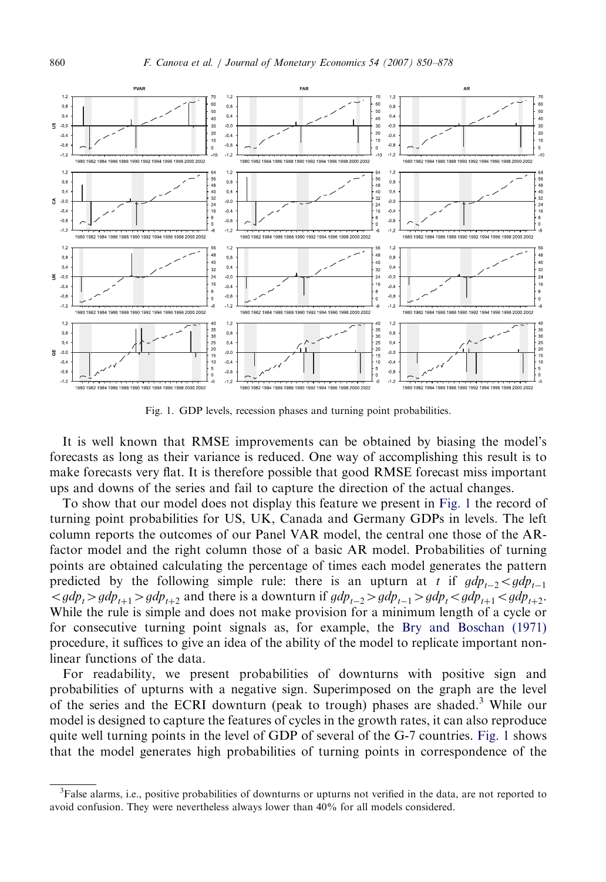Fig. 1. GDP levels, recession phases and turning point probabilities.

It is well known that RMSE improvements can be obtained by biasing the model's forecasts as long as their variance is reduced. One way of accomplishing this result is to make forecasts very flat. It is therefore possible that good RMSE forecast miss important ups and downs of the series and fail to capture the direction of the actual changes.

To show that our model does not display this feature we present in Fig. 1 the record of turning point probabilities for US, UK, Canada and Germany GDPs in levels. The left column reports the outcomes of our Panel VAR model, the central one those of the AR-factor model and the right column those of a basic AR model. Probabilities of turning points are obtained calculating the percentage of times each model generates the pattern predicted by the following simple rule: there is an upturn at $t$ if $gdp_{t-2} < gdp_{t-1} < gdp_t > gdp_{t+1} > gdp_{t+2}$ and there is a downturn if $gdp_{t-2} > gdp_{t-1} > gdp_t < gdp_{t+1} < gdp_{t+2}$. While the rule is simple and does not make provision for a minimum length of a cycle or for consecutive turning point signals as, for example, the Bry and Boschan (1971) procedure, it suffices to give an idea of the ability of the model to replicate important non-linear functions of the data.

For readability, we present probabilities of downturns with positive sign and probabilities of upturns with a negative sign. Superimposed on the graph are the level of the series and the ECRI downturn (peak to trough) phases are shaded.[3] While our model is designed to capture the features of cycles in the growth rates, it can also reproduce quite well turning points in the level of GDP of several of the G-7 countries. Fig. 1 shows that the model generates high probabilities of turning points in correspondence of the

[3] False alarms, i.e., positive probabilities of downturns or upturns not verified in the data, are not reported to avoid confusion. They were nevertheless always lower than 40% for all models considered.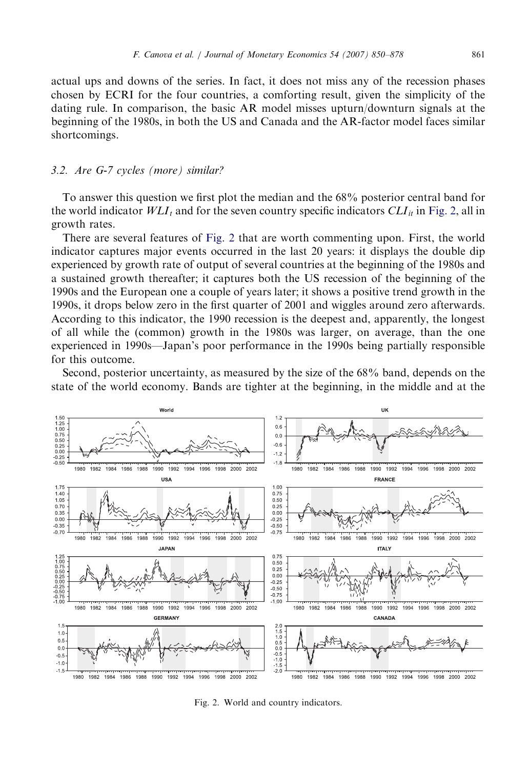actual ups and downs of the series. In fact, it does not miss any of the recession phases chosen by ECRI for the four countries, a comforting result, given the simplicity of the dating rule. In comparison, the basic AR model misses upturn/downturn signals at the beginning of the 1980s, in both the US and Canada and the AR-factor model faces similar shortcomings.

### 3.2. Are G-7 cycles (more) similar?

To answer this question we first plot the median and the 68% posterior central band for the world indicator $WLI_t$ and for the seven country specific indicators $CLI_{it}$ in Fig. 2, all in growth rates.

There are several features of Fig. 2 that are worth commenting upon. First, the world indicator captures major events occurred in the last 20 years: it displays the double dip experienced by growth rate of output of several countries at the beginning of the 1980s and a sustained growth thereafter; it captures both the US recession of the beginning of the 1990s and the European one a couple of years later; it shows a positive trend growth in the 1990s, it drops below zero in the first quarter of 2001 and wiggles around zero afterwards. According to this indicator, the 1990 recession is the deepest and, apparently, the longest of all while the (common) growth in the 1980s was larger, on average, than the one experienced in 1990s—Japan's poor performance in the 1990s being partially responsible for this outcome.

Second, posterior uncertainty, as measured by the size of the 68% band, depends on the state of the world economy. Bands are tighter at the beginning, in the middle and at the

Fig. 2. World and country indicators.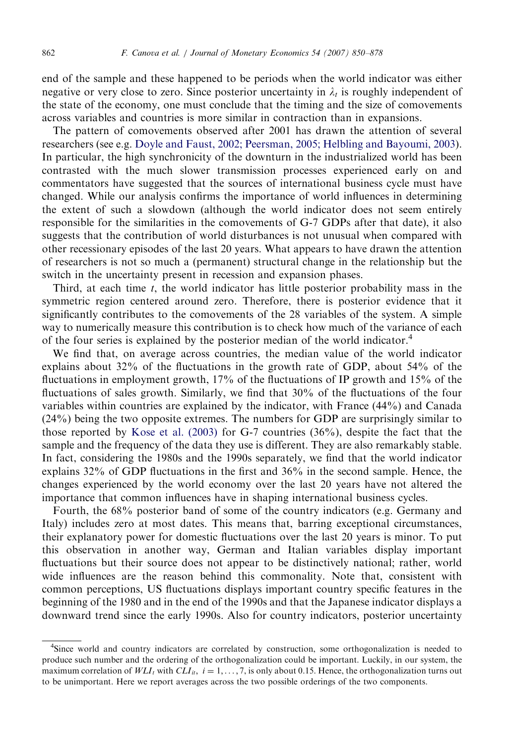end of the sample and these happened to be periods when the world indicator was either negative or very close to zero. Since posterior uncertainty in $\lambda_t$ is roughly independent of the state of the economy, one must conclude that the timing and the size of comovements across variables and countries is more similar in contraction than in expansions.

The pattern of comovements observed after 2001 has drawn the attention of several researchers (see e.g. Doyle and Faust, 2002; Peersman, 2005; Helbling and Bayoumi, 2003). In particular, the high synchronicity of the downturn in the industrialized world has been contrasted with the much slower transmission processes experienced early on and commentators have suggested that the sources of international business cycle must have changed. While our analysis confirms the importance of world influences in determining the extent of such a slowdown (although the world indicator does not seem entirely responsible for the similarities in the comovements of G-7 GDPs after that date), it also suggests that the contribution of world disturbances is not unusual when compared with other recessionary episodes of the last 20 years. What appears to have drawn the attention of researchers is not so much a (permanent) structural change in the relationship but the switch in the uncertainty present in recession and expansion phases.

Third, at each time $t$, the world indicator has little posterior probability mass in the symmetric region centered around zero. Therefore, there is posterior evidence that it significantly contributes to the comovements of the 28 variables of the system. A simple way to numerically measure this contribution is to check how much of the variance of each of the four series is explained by the posterior median of the world indicator.[4]

We find that, on average across countries, the median value of the world indicator explains about 32% of the fluctuations in the growth rate of GDP, about 54% of the fluctuations in employment growth, 17% of the fluctuations of IP growth and 15% of the fluctuations of sales growth. Similarly, we find that 30% of the fluctuations of the four variables within countries are explained by the indicator, with France (44%) and Canada (24%) being the two opposite extremes. The numbers for GDP are surprisingly similar to those reported by Kose et al. (2003) for G-7 countries (36%), despite the fact that the sample and the frequency of the data they use is different. They are also remarkably stable. In fact, considering the 1980s and the 1990s separately, we find that the world indicator explains 32% of GDP fluctuations in the first and 36% in the second sample. Hence, the changes experienced by the world economy over the last 20 years have not altered the importance that common influences have in shaping international business cycles.

Fourth, the 68% posterior band of some of the country indicators (e.g. Germany and Italy) includes zero at most dates. This means that, barring exceptional circumstances, their explanatory power for domestic fluctuations over the last 20 years is minor. To put this observation in another way, German and Italian variables display important fluctuations but their source does not appear to be distinctively national; rather, world wide influences are the reason behind this commonality. Note that, consistent with common perceptions, US fluctuations displays important country specific features in the beginning of the 1980 and in the end of the 1990s and that the Japanese indicator displays a downward trend since the early 1990s. Also for country indicators, posterior uncertainty

[4]Since world and country indicators are correlated by construction, some orthogonalization is needed to produce such number and the ordering of the orthogonalization could be important. Luckily, in our system, the maximum correlation of $WLI_t$ with $CLI_{it}$, $i = 1, \ldots, 7$, is only about 0.15. Hence, the orthogonalization turns out to be unimportant. Here we report averages across the two possible orderings of the two components.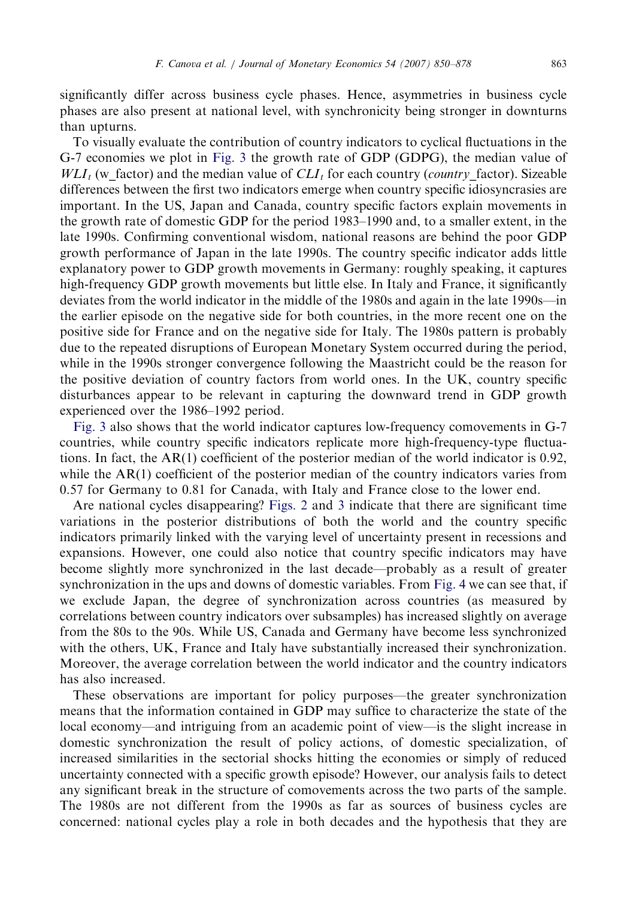significantly differ across business cycle phases. Hence, asymmetries in business cycle phases are also present at national level, with synchronicity being stronger in downturns than upturns.

To visually evaluate the contribution of country indicators to cyclical fluctuations in the G-7 economies we plot in Fig. 3 the growth rate of GDP (GDPG), the median value of $WLI_t$ (w_factor) and the median value of $CLI_t$ for each country (*country*_factor). Sizeable differences between the first two indicators emerge when country specific idiosyncrasies are important. In the US, Japan and Canada, country specific factors explain movements in the growth rate of domestic GDP for the period 1983–1990 and, to a smaller extent, in the late 1990s. Confirming conventional wisdom, national reasons are behind the poor GDP growth performance of Japan in the late 1990s. The country specific indicator adds little explanatory power to GDP growth movements in Germany: roughly speaking, it captures high-frequency GDP growth movements but little else. In Italy and France, it significantly deviates from the world indicator in the middle of the 1980s and again in the late 1990s—in the earlier episode on the negative side for both countries, in the more recent one on the positive side for France and on the negative side for Italy. The 1980s pattern is probably due to the repeated disruptions of European Monetary System occurred during the period, while in the 1990s stronger convergence following the Maastricht could be the reason for the positive deviation of country factors from world ones. In the UK, country specific disturbances appear to be relevant in capturing the downward trend in GDP growth experienced over the 1986–1992 period.

Fig. 3 also shows that the world indicator captures low-frequency comovements in G-7 countries, while country specific indicators replicate more high-frequency-type fluctuations. In fact, the AR(1) coefficient of the posterior median of the world indicator is 0.92, while the AR(1) coefficient of the posterior median of the country indicators varies from 0.57 for Germany to 0.81 for Canada, with Italy and France close to the lower end.

Are national cycles disappearing? Figs. 2 and 3 indicate that there are significant time variations in the posterior distributions of both the world and the country specific indicators primarily linked with the varying level of uncertainty present in recessions and expansions. However, one could also notice that country specific indicators may have become slightly more synchronized in the last decade—probably as a result of greater synchronization in the ups and downs of domestic variables. From Fig. 4 we can see that, if we exclude Japan, the degree of synchronization across countries (as measured by correlations between country indicators over subsamples) has increased slightly on average from the 80s to the 90s. While US, Canada and Germany have become less synchronized with the others, UK, France and Italy have substantially increased their synchronization. Moreover, the average correlation between the world indicator and the country indicators has also increased.

These observations are important for policy purposes—the greater synchronization means that the information contained in GDP may suffice to characterize the state of the local economy—and intriguing from an academic point of view—is the slight increase in domestic synchronization the result of policy actions, of domestic specialization, of increased similarities in the sectorial shocks hitting the economies or simply of reduced uncertainty connected with a specific growth episode? However, our analysis fails to detect any significant break in the structure of comovements across the two parts of the sample. The 1980s are not different from the 1990s as far as sources of business cycles are concerned: national cycles play a role in both decades and the hypothesis that they are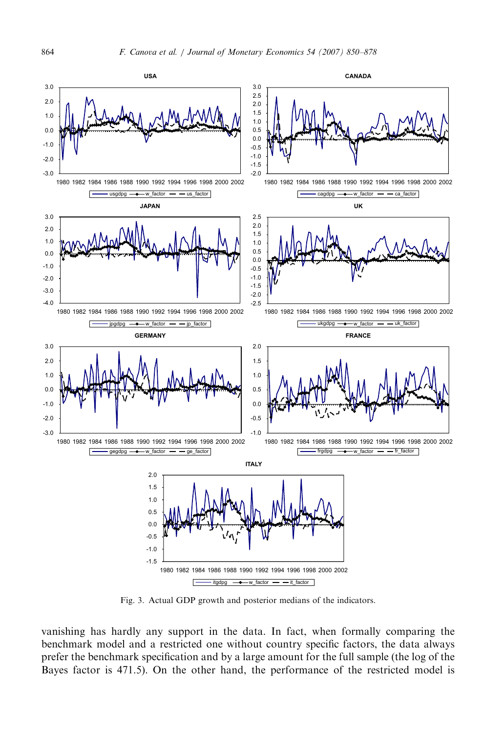Fig. 3. Actual GDP growth and posterior medians of the indicators.

vanishing has hardly any support in the data. In fact, when formally comparing the benchmark model and a restricted one without country specific factors, the data always prefer the benchmark specification and by a large amount for the full sample (the log of the Bayes factor is 471.5). On the other hand, the performance of the restricted model is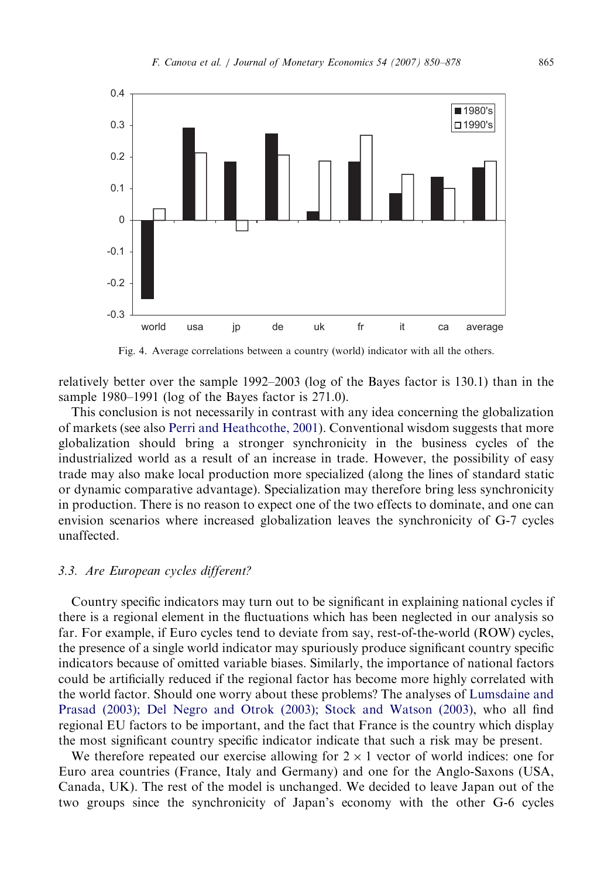Fig. 4. Average correlations between a country (world) indicator with all the others.

relatively better over the sample 1992–2003 (log of the Bayes factor is 130.1) than in the sample 1980–1991 (log of the Bayes factor is 271.0).

This conclusion is not necessarily in contrast with any idea concerning the globalization of markets (see also Perri and Heathcothe, 2001). Conventional wisdom suggests that more globalization should bring a stronger synchronicity in the business cycles of the industrialized world as a result of an increase in trade. However, the possibility of easy trade may also make local production more specialized (along the lines of standard static or dynamic comparative advantage). Specialization may therefore bring less synchronicity in production. There is no reason to expect one of the two effects to dominate, and one can envision scenarios where increased globalization leaves the synchronicity of G-7 cycles unaffected.

### 3.3. Are European cycles different?

Country specific indicators may turn out to be significant in explaining national cycles if there is a regional element in the fluctuations which has been neglected in our analysis so far. For example, if Euro cycles tend to deviate from say, rest-of-the-world (ROW) cycles, the presence of a single world indicator may spuriously produce significant country specific indicators because of omitted variable biases. Similarly, the importance of national factors could be artificially reduced if the regional factor has become more highly correlated with the world factor. Should one worry about these problems? The analyses of Lumsdaine and Prasad (2003); Del Negro and Otrok (2003); Stock and Watson (2003), who all find regional EU factors to be important, and the fact that France is the country which display the most significant country specific indicator indicate that such a risk may be present.

We therefore repeated our exercise allowing for $2 \times 1$ vector of world indices: one for Euro area countries (France, Italy and Germany) and one for the Anglo-Saxons (USA, Canada, UK). The rest of the model is unchanged. We decided to leave Japan out of the two groups since the synchronicity of Japan's economy with the other G-6 cycles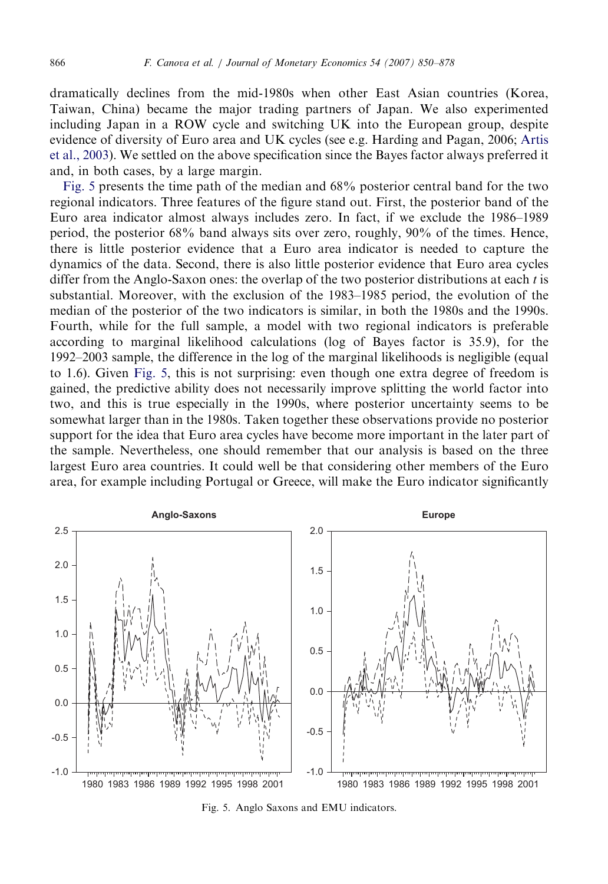dramatically declines from the mid-1980s when other East Asian countries (Korea, Taiwan, China) became the major trading partners of Japan. We also experimented including Japan in a ROW cycle and switching UK into the European group, despite evidence of diversity of Euro area and UK cycles (see e.g. Harding and Pagan, 2006; Artis et al., 2003). We settled on the above specification since the Bayes factor always preferred it and, in both cases, by a large margin.

Fig. 5 presents the time path of the median and 68% posterior central band for the two regional indicators. Three features of the figure stand out. First, the posterior band of the Euro area indicator almost always includes zero. In fact, if we exclude the 1986–1989 period, the posterior 68% band always sits over zero, roughly, 90% of the times. Hence, there is little posterior evidence that a Euro area indicator is needed to capture the dynamics of the data. Second, there is also little posterior evidence that Euro area cycles differ from the Anglo-Saxon ones: the overlap of the two posterior distributions at each $t$ is substantial. Moreover, with the exclusion of the 1983–1985 period, the evolution of the median of the posterior of the two indicators is similar, in both the 1980s and the 1990s. Fourth, while for the full sample, a model with two regional indicators is preferable according to marginal likelihood calculations (log of Bayes factor is 35.9), for the 1992–2003 sample, the difference in the log of the marginal likelihoods is negligible (equal to 1.6). Given Fig. 5, this is not surprising: even though one extra degree of freedom is gained, the predictive ability does not necessarily improve splitting the world factor into two, and this is true especially in the 1990s, where posterior uncertainty seems to be somewhat larger than in the 1980s. Taken together these observations provide no posterior support for the idea that Euro area cycles have become more important in the later part of the sample. Nevertheless, one should remember that our analysis is based on the three largest Euro area countries. It could well be that considering other members of the Euro area, for example including Portugal or Greece, will make the Euro indicator significantly

Fig. 5. Anglo Saxons and EMU indicators.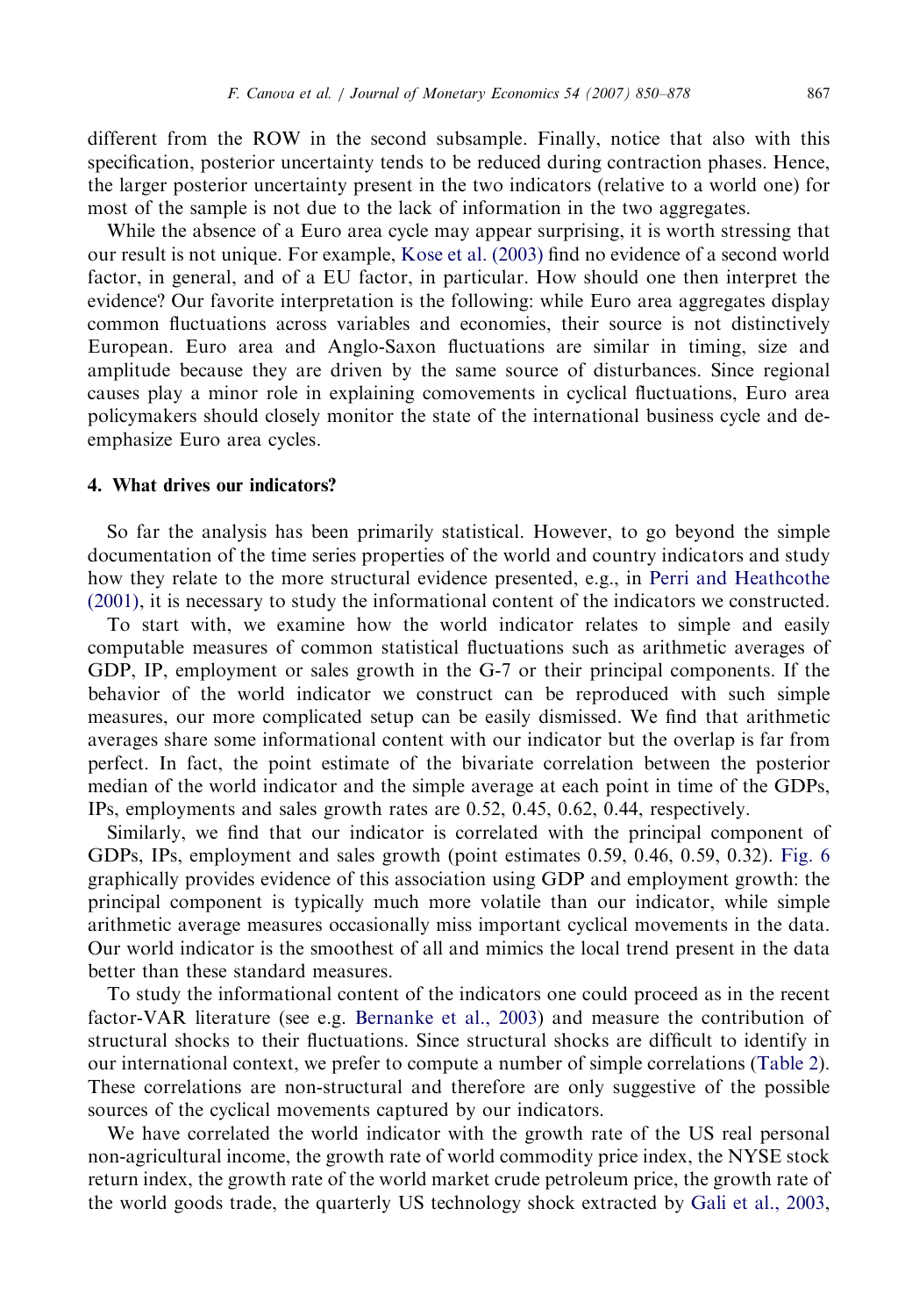different from the ROW in the second subsample. Finally, notice that also with this specification, posterior uncertainty tends to be reduced during contraction phases. Hence, the larger posterior uncertainty present in the two indicators (relative to a world one) for most of the sample is not due to the lack of information in the two aggregates.

While the absence of a Euro area cycle may appear surprising, it is worth stressing that our result is not unique. For example, Kose et al. (2003) find no evidence of a second world factor, in general, and of a EU factor, in particular. How should one then interpret the evidence? Our favorite interpretation is the following: while Euro area aggregates display common fluctuations across variables and economies, their source is not distinctively European. Euro area and Anglo-Saxon fluctuations are similar in timing, size and amplitude because they are driven by the same source of disturbances. Since regional causes play a minor role in explaining comovements in cyclical fluctuations, Euro area policymakers should closely monitor the state of the international business cycle and de-emphasize Euro area cycles.

## 4. What drives our indicators?

So far the analysis has been primarily statistical. However, to go beyond the simple documentation of the time series properties of the world and country indicators and study how they relate to the more structural evidence presented, e.g., in Perri and Heathcothe (2001), it is necessary to study the informational content of the indicators we constructed.

To start with, we examine how the world indicator relates to simple and easily computable measures of common statistical fluctuations such as arithmetic averages of GDP, IP, employment or sales growth in the G-7 or their principal components. If the behavior of the world indicator we construct can be reproduced with such simple measures, our more complicated setup can be easily dismissed. We find that arithmetic averages share some informational content with our indicator but the overlap is far from perfect. In fact, the point estimate of the bivariate correlation between the posterior median of the world indicator and the simple average at each point in time of the GDPs, IPs, employments and sales growth rates are 0.52, 0.45, 0.62, 0.44, respectively.

Similarly, we find that our indicator is correlated with the principal component of GDPs, IPs, employment and sales growth (point estimates 0.59, 0.46, 0.59, 0.32). Fig. 6 graphically provides evidence of this association using GDP and employment growth: the principal component is typically much more volatile than our indicator, while simple arithmetic average measures occasionally miss important cyclical movements in the data. Our world indicator is the smoothest of all and mimics the local trend present in the data better than these standard measures.

To study the informational content of the indicators one could proceed as in the recent factor-VAR literature (see e.g. Bernanke et al., 2003) and measure the contribution of structural shocks to their fluctuations. Since structural shocks are difficult to identify in our international context, we prefer to compute a number of simple correlations (Table 2). These correlations are non-structural and therefore are only suggestive of the possible sources of the cyclical movements captured by our indicators.

We have correlated the world indicator with the growth rate of the US real personal non-agricultural income, the growth rate of world commodity price index, the NYSE stock return index, the growth rate of the world market crude petroleum price, the growth rate of the world goods trade, the quarterly US technology shock extracted by Gali et al., 2003,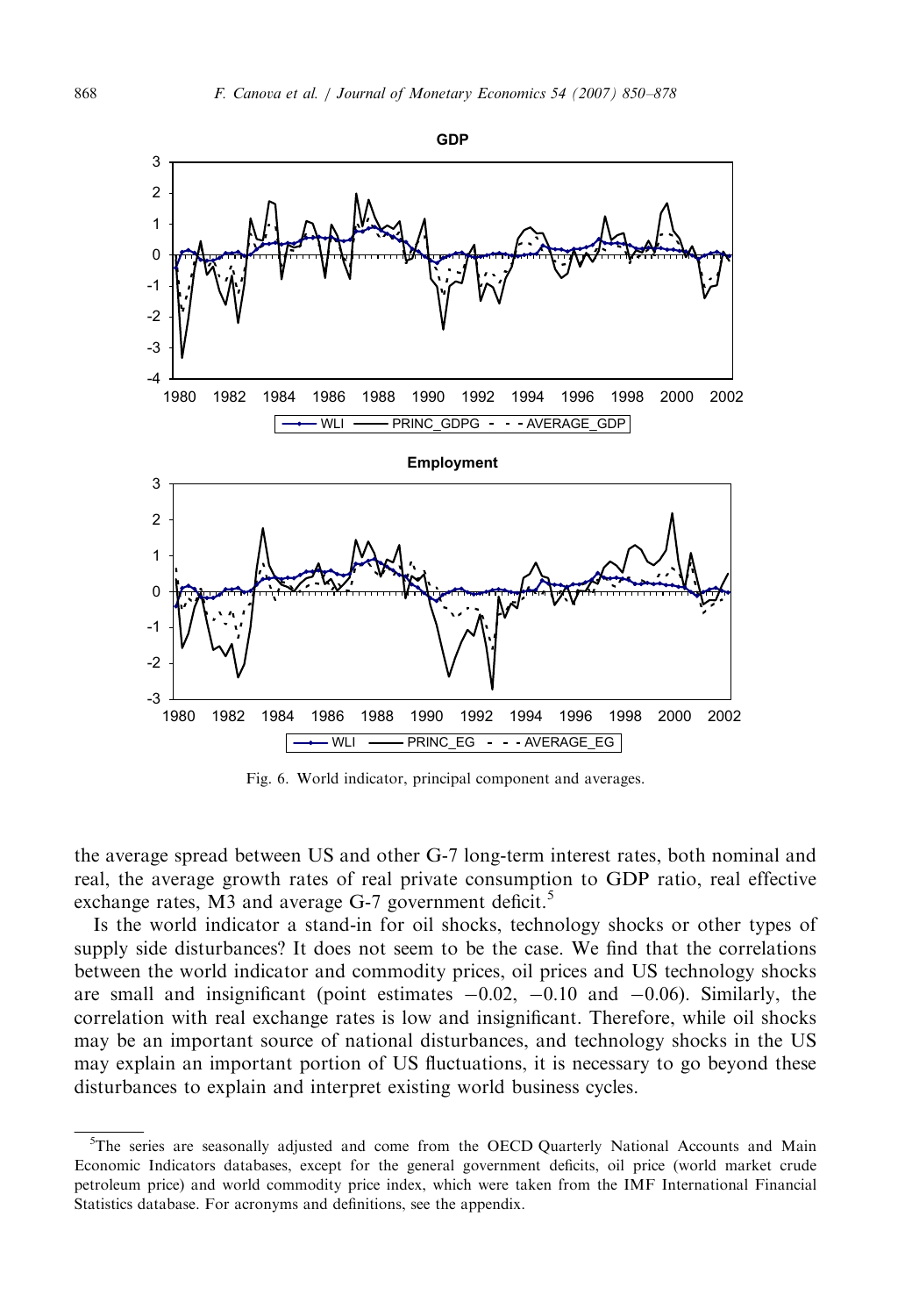Fig. 6. World indicator, principal component and averages.

the average spread between US and other G-7 long-term interest rates, both nominal and real, the average growth rates of real private consumption to GDP ratio, real effective exchange rates, M3 and average G-7 government deficit.[5]

Is the world indicator a stand-in for oil shocks, technology shocks or other types of supply side disturbances? It does not seem to be the case. We find that the correlations between the world indicator and commodity prices, oil prices and US technology shocks are small and insignificant (point estimates $-0.02$, $-0.10$ and $-0.06$). Similarly, the correlation with real exchange rates is low and insignificant. Therefore, while oil shocks may be an important source of national disturbances, and technology shocks in the US may explain an important portion of US fluctuations, it is necessary to go beyond these disturbances to explain and interpret existing world business cycles.

[5]The series are seasonally adjusted and come from the OECD Quarterly National Accounts and Main Economic Indicators databases, except for the general government deficits, oil price (world market crude petroleum price) and world commodity price index, which were taken from the IMF International Financial Statistics database. For acronyms and definitions, see the appendix.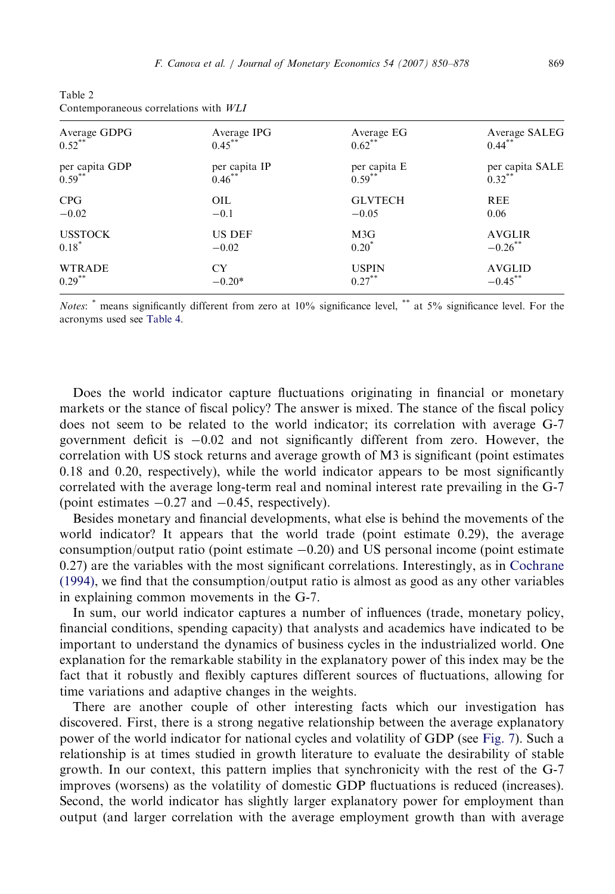Table 2
Contemporaneous correlations with *WLI*

| Average GDPG | Average IPG | Average EG | Average SALEG |
|---|---|---|---|
| 0.52** | 0.45** | 0.62** | 0.44** |
| per capita GDP | per capita IP | per capita E | per capita SALE |
| 0.59** | 0.46** | 0.59** | 0.32** |
| CPG | OIL | GLVTECH | REE |
| −0.02 | −0.1 | −0.05 | 0.06 |
| USSTOCK | US DEF | M3G | AVGLIR |
| 0.18* | −0.02 | 0.20* | −0.26** |
| WTRADE | CY | USPIN | AVGLID |
| 0.29** | −0.20* | 0.27** | −0.45** |

*Notes*: * means significantly different from zero at 10% significance level, ** at 5% significance level. For the acronyms used see Table 4.

Does the world indicator capture fluctuations originating in financial or monetary markets or the stance of fiscal policy? The answer is mixed. The stance of the fiscal policy does not seem to be related to the world indicator; its correlation with average G-7 government deficit is −0.02 and not significantly different from zero. However, the correlation with US stock returns and average growth of M3 is significant (point estimates 0.18 and 0.20, respectively), while the world indicator appears to be most significantly correlated with the average long-term real and nominal interest rate prevailing in the G-7 (point estimates −0.27 and −0.45, respectively).

Besides monetary and financial developments, what else is behind the movements of the world indicator? It appears that the world trade (point estimate 0.29), the average consumption/output ratio (point estimate −0.20) and US personal income (point estimate 0.27) are the variables with the most significant correlations. Interestingly, as in Cochrane (1994), we find that the consumption/output ratio is almost as good as any other variables in explaining common movements in the G-7.

In sum, our world indicator captures a number of influences (trade, monetary policy, financial conditions, spending capacity) that analysts and academics have indicated to be important to understand the dynamics of business cycles in the industrialized world. One explanation for the remarkable stability in the explanatory power of this index may be the fact that it robustly and flexibly captures different sources of fluctuations, allowing for time variations and adaptive changes in the weights.

There are another couple of other interesting facts which our investigation has discovered. First, there is a strong negative relationship between the average explanatory power of the world indicator for national cycles and volatility of GDP (see Fig. 7). Such a relationship is at times studied in growth literature to evaluate the desirability of stable growth. In our context, this pattern implies that synchronicity with the rest of the G-7 improves (worsens) as the volatility of domestic GDP fluctuations is reduced (increases). Second, the world indicator has slightly larger explanatory power for employment than output (and larger correlation with the average employment growth than with average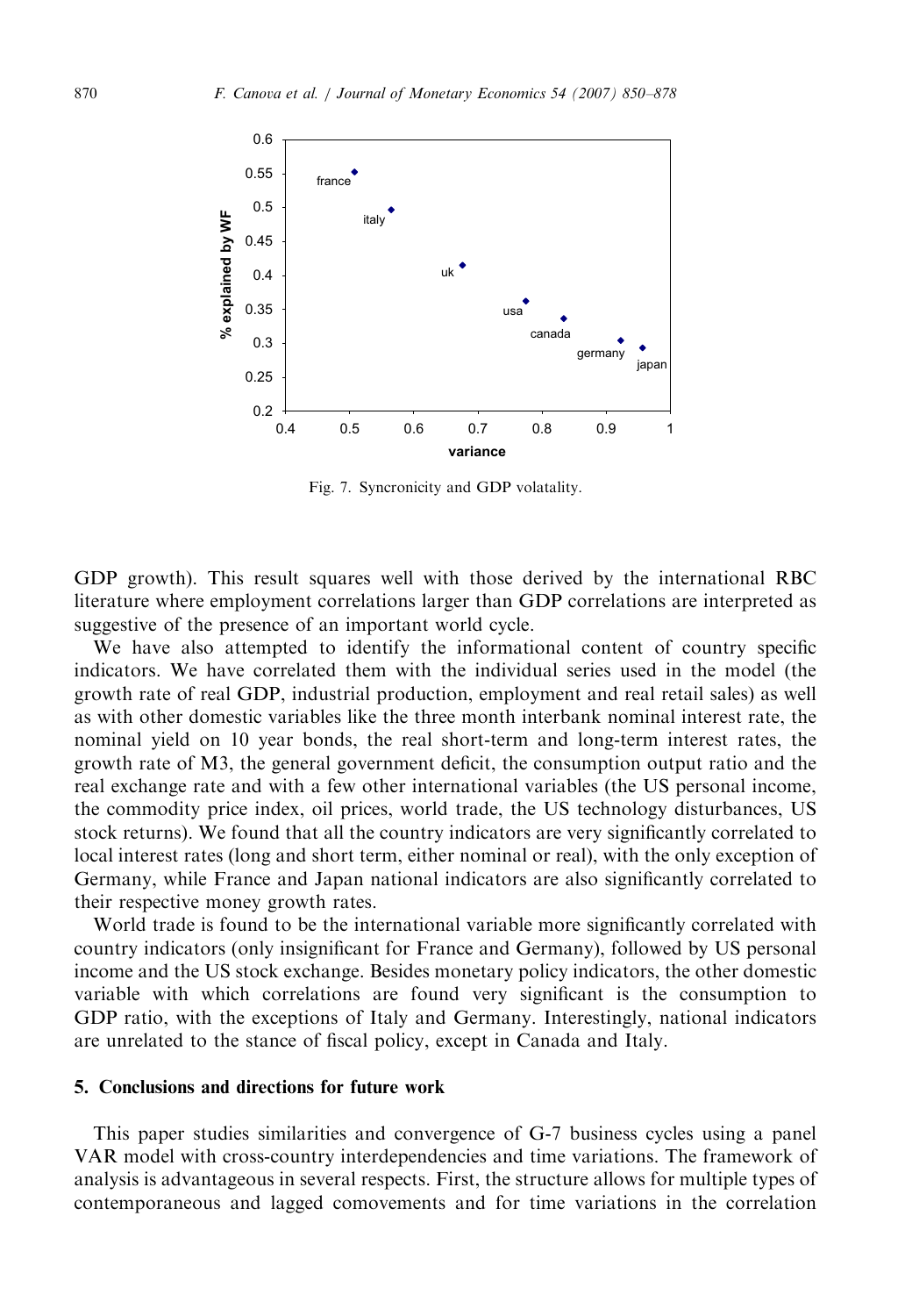Fig. 7. Syncronicity and GDP volatality.

GDP growth). This result squares well with those derived by the international RBC literature where employment correlations larger than GDP correlations are interpreted as suggestive of the presence of an important world cycle.

We have also attempted to identify the informational content of country specific indicators. We have correlated them with the individual series used in the model (the growth rate of real GDP, industrial production, employment and real retail sales) as well as with other domestic variables like the three month interbank nominal interest rate, the nominal yield on 10 year bonds, the real short-term and long-term interest rates, the growth rate of M3, the general government deficit, the consumption output ratio and the real exchange rate and with a few other international variables (the US personal income, the commodity price index, oil prices, world trade, the US technology disturbances, US stock returns). We found that all the country indicators are very significantly correlated to local interest rates (long and short term, either nominal or real), with the only exception of Germany, while France and Japan national indicators are also significantly correlated to their respective money growth rates.

World trade is found to be the international variable more significantly correlated with country indicators (only insignificant for France and Germany), followed by US personal income and the US stock exchange. Besides monetary policy indicators, the other domestic variable with which correlations are found very significant is the consumption to GDP ratio, with the exceptions of Italy and Germany. Interestingly, national indicators are unrelated to the stance of fiscal policy, except in Canada and Italy.

## 5. Conclusions and directions for future work

This paper studies similarities and convergence of G-7 business cycles using a panel VAR model with cross-country interdependencies and time variations. The framework of analysis is advantageous in several respects. First, the structure allows for multiple types of contemporaneous and lagged comovements and for time variations in the correlation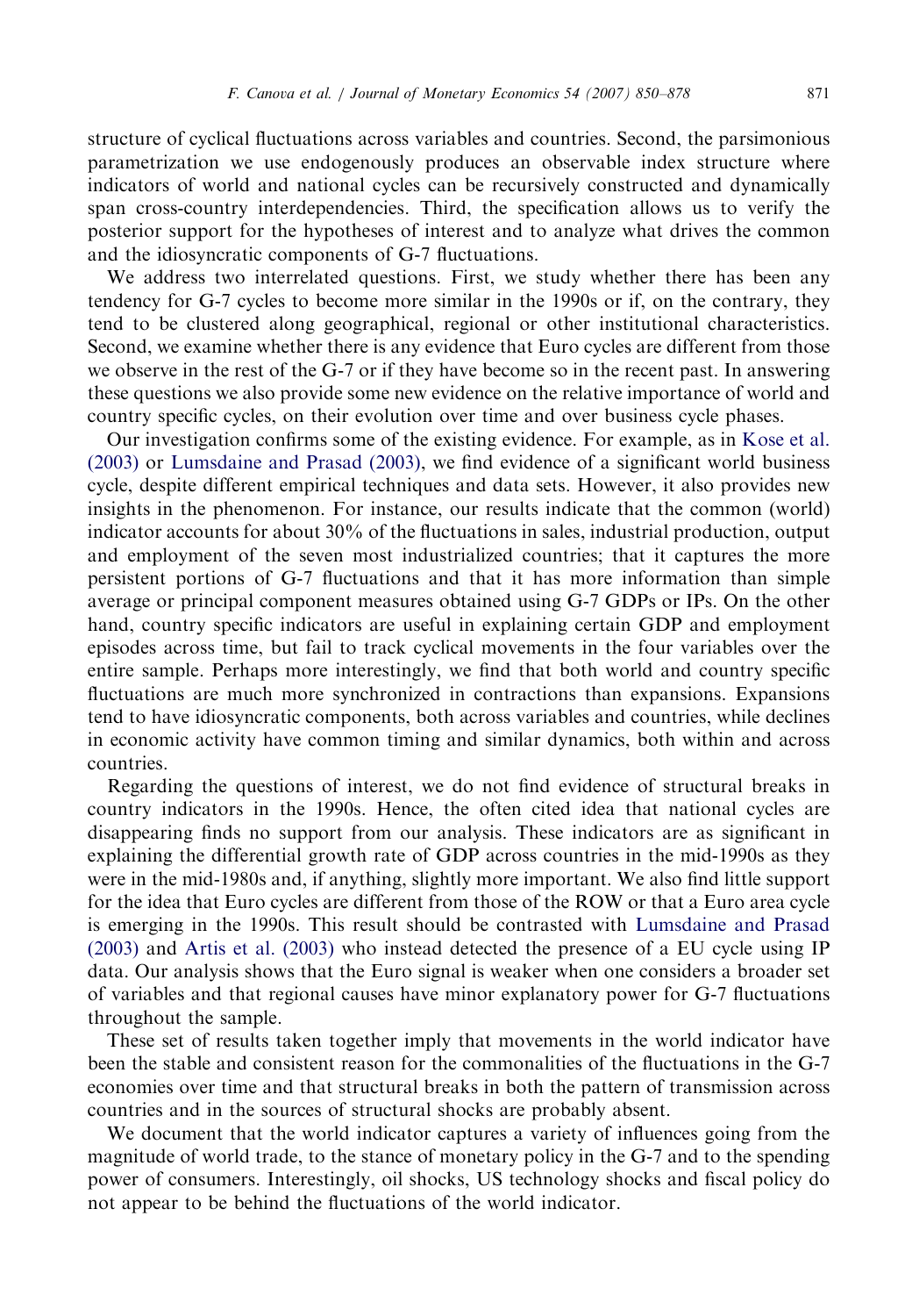structure of cyclical fluctuations across variables and countries. Second, the parsimonious parametrization we use endogenously produces an observable index structure where indicators of world and national cycles can be recursively constructed and dynamically span cross-country interdependencies. Third, the specification allows us to verify the posterior support for the hypotheses of interest and to analyze what drives the common and the idiosyncratic components of G-7 fluctuations.

We address two interrelated questions. First, we study whether there has been any tendency for G-7 cycles to become more similar in the 1990s or if, on the contrary, they tend to be clustered along geographical, regional or other institutional characteristics. Second, we examine whether there is any evidence that Euro cycles are different from those we observe in the rest of the G-7 or if they have become so in the recent past. In answering these questions we also provide some new evidence on the relative importance of world and country specific cycles, on their evolution over time and over business cycle phases.

Our investigation confirms some of the existing evidence. For example, as in Kose et al. (2003) or Lumsdaine and Prasad (2003), we find evidence of a significant world business cycle, despite different empirical techniques and data sets. However, it also provides new insights in the phenomenon. For instance, our results indicate that the common (world) indicator accounts for about 30% of the fluctuations in sales, industrial production, output and employment of the seven most industrialized countries; that it captures the more persistent portions of G-7 fluctuations and that it has more information than simple average or principal component measures obtained using G-7 GDPs or IPs. On the other hand, country specific indicators are useful in explaining certain GDP and employment episodes across time, but fail to track cyclical movements in the four variables over the entire sample. Perhaps more interestingly, we find that both world and country specific fluctuations are much more synchronized in contractions than expansions. Expansions tend to have idiosyncratic components, both across variables and countries, while declines in economic activity have common timing and similar dynamics, both within and across countries.

Regarding the questions of interest, we do not find evidence of structural breaks in country indicators in the 1990s. Hence, the often cited idea that national cycles are disappearing finds no support from our analysis. These indicators are as significant in explaining the differential growth rate of GDP across countries in the mid-1990s as they were in the mid-1980s and, if anything, slightly more important. We also find little support for the idea that Euro cycles are different from those of the ROW or that a Euro area cycle is emerging in the 1990s. This result should be contrasted with Lumsdaine and Prasad (2003) and Artis et al. (2003) who instead detected the presence of a EU cycle using IP data. Our analysis shows that the Euro signal is weaker when one considers a broader set of variables and that regional causes have minor explanatory power for G-7 fluctuations throughout the sample.

These set of results taken together imply that movements in the world indicator have been the stable and consistent reason for the commonalities of the fluctuations in the G-7 economies over time and that structural breaks in both the pattern of transmission across countries and in the sources of structural shocks are probably absent.

We document that the world indicator captures a variety of influences going from the magnitude of world trade, to the stance of monetary policy in the G-7 and to the spending power of consumers. Interestingly, oil shocks, US technology shocks and fiscal policy do not appear to be behind the fluctuations of the world indicator.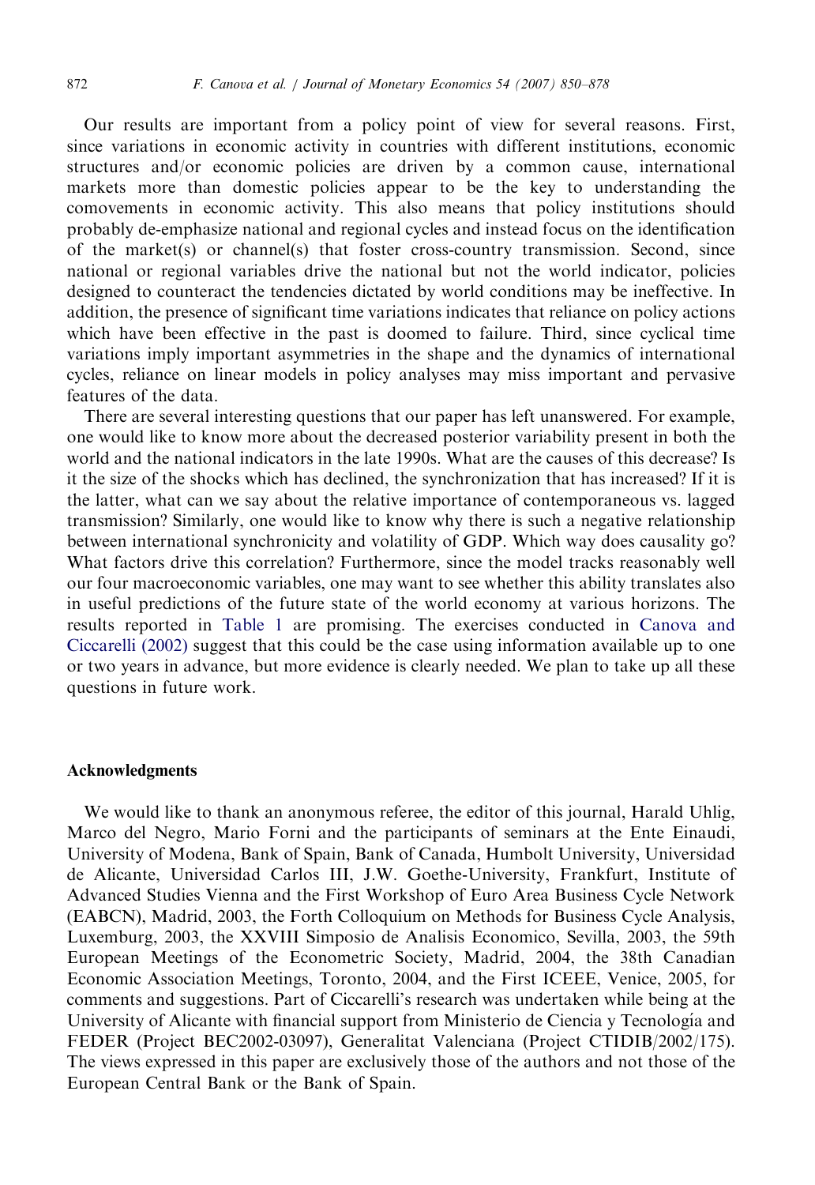Our results are important from a policy point of view for several reasons. First, since variations in economic activity in countries with different institutions, economic structures and/or economic policies are driven by a common cause, international markets more than domestic policies appear to be the key to understanding the comovements in economic activity. This also means that policy institutions should probably de-emphasize national and regional cycles and instead focus on the identification of the market(s) or channel(s) that foster cross-country transmission. Second, since national or regional variables drive the national but not the world indicator, policies designed to counteract the tendencies dictated by world conditions may be ineffective. In addition, the presence of significant time variations indicates that reliance on policy actions which have been effective in the past is doomed to failure. Third, since cyclical time variations imply important asymmetries in the shape and the dynamics of international cycles, reliance on linear models in policy analyses may miss important and pervasive features of the data.

There are several interesting questions that our paper has left unanswered. For example, one would like to know more about the decreased posterior variability present in both the world and the national indicators in the late 1990s. What are the causes of this decrease? Is it the size of the shocks which has declined, the synchronization that has increased? If it is the latter, what can we say about the relative importance of contemporaneous vs. lagged transmission? Similarly, one would like to know why there is such a negative relationship between international synchronicity and volatility of GDP. Which way does causality go? What factors drive this correlation? Furthermore, since the model tracks reasonably well our four macroeconomic variables, one may want to see whether this ability translates also in useful predictions of the future state of the world economy at various horizons. The results reported in Table 1 are promising. The exercises conducted in Canova and Ciccarelli (2002) suggest that this could be the case using information available up to one or two years in advance, but more evidence is clearly needed. We plan to take up all these questions in future work.

## Acknowledgments

We would like to thank an anonymous referee, the editor of this journal, Harald Uhlig, Marco del Negro, Mario Forni and the participants of seminars at the Ente Einaudi, University of Modena, Bank of Spain, Bank of Canada, Humbolt University, Universidad de Alicante, Universidad Carlos III, J.W. Goethe-University, Frankfurt, Institute of Advanced Studies Vienna and the First Workshop of Euro Area Business Cycle Network (EABCN), Madrid, 2003, the Forth Colloquium on Methods for Business Cycle Analysis, Luxemburg, 2003, the XXVIII Simposio de Analisis Economico, Sevilla, 2003, the 59th European Meetings of the Econometric Society, Madrid, 2004, the 38th Canadian Economic Association Meetings, Toronto, 2004, and the First ICEEE, Venice, 2005, for comments and suggestions. Part of Ciccarelli's research was undertaken while being at the University of Alicante with financial support from Ministerio de Ciencia y Tecnología and FEDER (Project BEC2002-03097), Generalitat Valenciana (Project CTIDIB/2002/175). The views expressed in this paper are exclusively those of the authors and not those of the European Central Bank or the Bank of Spain.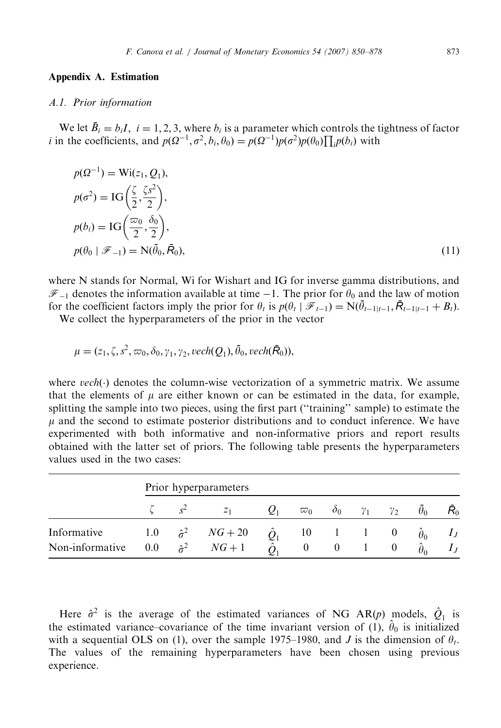## Appendix A. Estimation

### A.1. Prior information

We let $\bar{B}_i = b_i I,\ i = 1, 2, 3$, where $b_i$ is a parameter which controls the tightness of factor $i$ in the coefficients, and $p(\Omega^{-1}, \sigma^2, b_i, \theta_0) = p(\Omega^{-1})p(\sigma^2)p(\theta_0)\prod_i p(b_i)$ with

$$
\begin{aligned}
p(\Omega^{-1}) &= \mathrm{Wi}(z_1, Q_1), \\
p(\sigma^2) &= \mathrm{IG}\left(\frac{\zeta}{2}, \frac{\zeta s^2}{2}\right), \\
p(b_i) &= \mathrm{IG}\left(\frac{\varpi_0}{2}, \frac{\delta_0}{2}\right), \\
p(\theta_0 \mid \mathscr{F}_{-1}) &= \mathrm{N}(\bar{\theta}_0, \bar{R}_0),
\end{aligned}
\tag{11}
$$

where N stands for Normal, Wi for Wishart and IG for inverse gamma distributions, and $\mathscr{F}_{-1}$ denotes the information available at time $-1$. The prior for $\theta_0$ and the law of motion for the coefficient factors imply the prior for $\theta_t$ is $p(\theta_t \mid \mathscr{F}_{t-1}) = \mathrm{N}(\bar{\theta}_{t-1|t-1}, \bar{R}_{t-1|t-1} + B_t)$.

We collect the hyperparameters of the prior in the vector

$$
\mu = (z_1, \zeta, s^2, \varpi_0, \delta_0, \gamma_1, \gamma_2, vech(Q_1), \bar{\theta}_0, vech(\bar{R}_0)),
$$

where $vech(\cdot)$ denotes the column-wise vectorization of a symmetric matrix. We assume that the elements of $\mu$ are either known or can be estimated in the data, for example, splitting the sample into two pieces, using the first part (''training'' sample) to estimate the $\mu$ and the second to estimate posterior distributions and to conduct inference. We have experimented with both informative and non-informative priors and report results obtained with the latter set of priors. The following table presents the hyperparameters values used in the two cases:

| | Prior hyperparameters | | | | | | | | | |
|---|---|---|---|---|---|---|---|---|---|---|
| | $\zeta$ | $s^2$ | $z_1$ | $Q_1$ | $\varpi_0$ | $\delta_0$ | $\gamma_1$ | $\gamma_2$ | $\bar{\theta}_0$ | $\bar{R}_0$ |
| Informative | 1.0 | $\hat{\sigma}^2$ | $NG + 20$ | $\hat{Q}_1$ | 10 | 1 | 1 | 0 | $\hat{\theta}_0$ | $I_J$ |
| Non-informative | 0.0 | $\hat{\sigma}^2$ | $NG + 1$ | $\hat{Q}_1$ | 0 | 0 | 1 | 0 | $\hat{\theta}_0$ | $I_J$ |

Here $\hat{\sigma}^2$ is the average of the estimated variances of NG AR($p$) models, $\hat{Q}_1$ is the estimated variance–covariance of the time invariant version of (1), $\hat{\theta}_0$ is initialized with a sequential OLS on (1), over the sample 1975–1980, and $J$ is the dimension of $\theta_t$. The values of the remaining hyperparameters have been chosen using previous experience.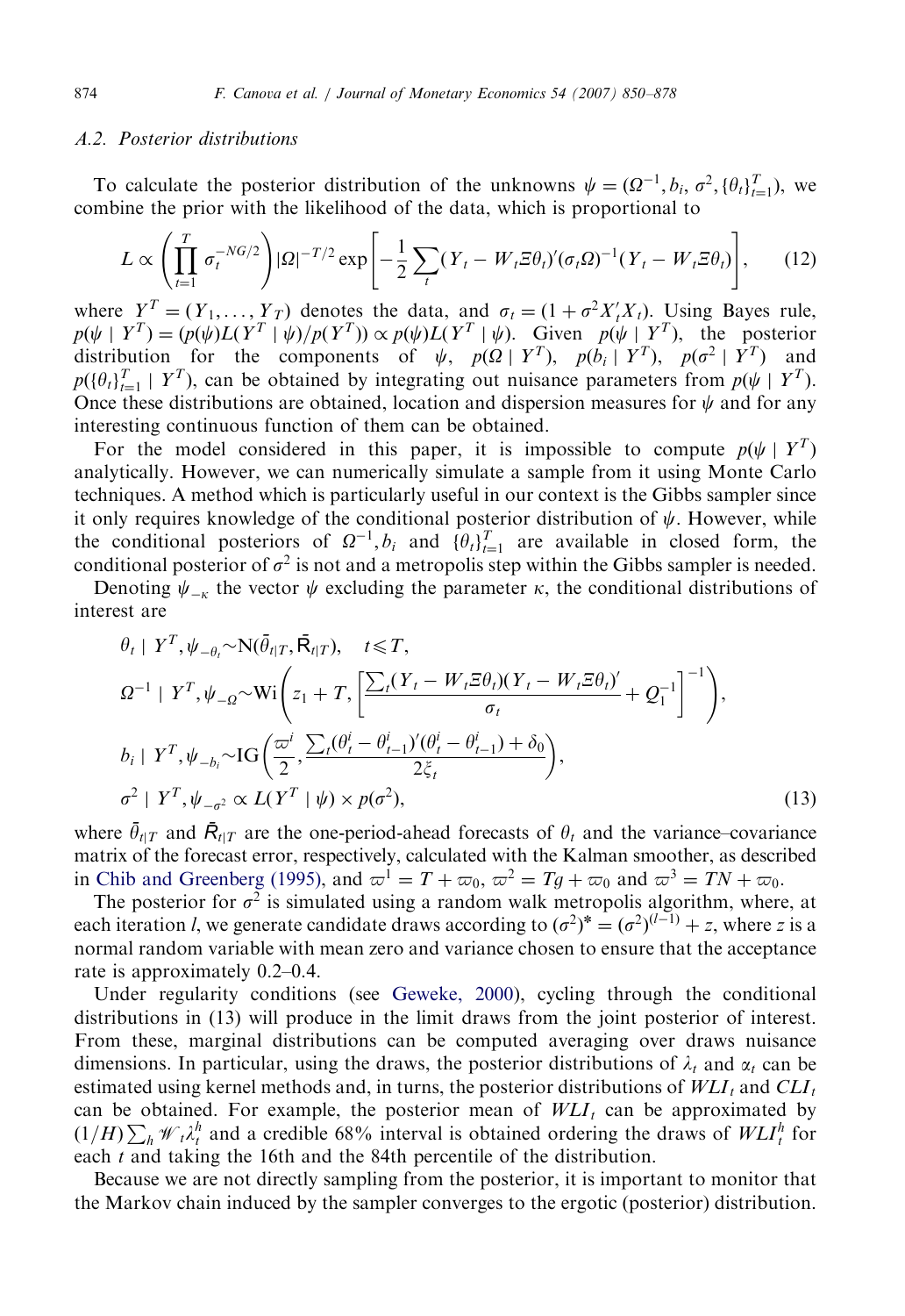### A.2. Posterior distributions

To calculate the posterior distribution of the unknowns $\psi = (\Omega^{-1}, b_i, \sigma^2, \{\theta_t\}_{t=1}^T)$, we combine the prior with the likelihood of the data, which is proportional to

$$L \propto \left(\prod_{t=1}^{T} \sigma_t^{-NG/2}\right) |\Omega|^{-T/2} \exp\left[-\frac{1}{2}\sum_t (Y_t - W_t \Xi \theta_t)'(\sigma_t \Omega)^{-1}(Y_t - W_t \Xi \theta_t)\right], \qquad (12)$$

where $Y^T = (Y_1, \ldots, Y_T)$ denotes the data, and $\sigma_t = (1 + \sigma^2 X_t' X_t)$. Using Bayes rule, $p(\psi \mid Y^T) = (p(\psi)L(Y^T \mid \psi)/p(Y^T)) \propto p(\psi)L(Y^T \mid \psi)$. Given $p(\psi \mid Y^T)$, the posterior distribution for the components of $\psi$, $p(\Omega \mid Y^T)$, $p(b_i \mid Y^T)$, $p(\sigma^2 \mid Y^T)$ and $p(\{\theta_t\}_{t=1}^T \mid Y^T)$, can be obtained by integrating out nuisance parameters from $p(\psi \mid Y^T)$. Once these distributions are obtained, location and dispersion measures for $\psi$ and for any interesting continuous function of them can be obtained.

For the model considered in this paper, it is impossible to compute $p(\psi \mid Y^T)$ analytically. However, we can numerically simulate a sample from it using Monte Carlo techniques. A method which is particularly useful in our context is the Gibbs sampler since it only requires knowledge of the conditional posterior distribution of $\psi$. However, while the conditional posteriors of $\Omega^{-1}, b_i$ and $\{\theta_t\}_{t=1}^T$ are available in closed form, the conditional posterior of $\sigma^2$ is not and a metropolis step within the Gibbs sampler is needed.

Denoting $\psi_{-\kappa}$ the vector $\psi$ excluding the parameter $\kappa$, the conditional distributions of interest are

$$\begin{aligned}
&\theta_t \mid Y^T, \psi_{-\theta_t} \sim \mathrm{N}(\bar{\theta}_{t|T}, \bar{\mathsf{R}}_{t|T}), \quad t \leqslant T, \\
&\Omega^{-1} \mid Y^T, \psi_{-\Omega} \sim \mathrm{Wi}\left(z_1 + T, \left[\frac{\sum_t (Y_t - W_t \Xi \theta_t)(Y_t - W_t \Xi \theta_t)'}{\sigma_t} + Q_1^{-1}\right]^{-1}\right), \\
&b_i \mid Y^T, \psi_{-b_i} \sim \mathrm{IG}\left(\frac{\varpi^i}{2}, \frac{\sum_t (\theta_t^i - \theta_{t-1}^i)'(\theta_t^i - \theta_{t-1}^i) + \delta_0}{2\xi_t}\right), \\
&\sigma^2 \mid Y^T, \psi_{-\sigma^2} \propto L(Y^T \mid \psi) \times p(\sigma^2),
\end{aligned} \qquad (13)$$

where $\bar{\theta}_{t|T}$ and $\bar{\mathsf{R}}_{t|T}$ are the one-period-ahead forecasts of $\theta_t$ and the variance–covariance matrix of the forecast error, respectively, calculated with the Kalman smoother, as described in Chib and Greenberg (1995), and $\varpi^1 = T + \varpi_0$, $\varpi^2 = Tg + \varpi_0$ and $\varpi^3 = TN + \varpi_0$.

The posterior for $\sigma^2$ is simulated using a random walk metropolis algorithm, where, at each iteration $l$, we generate candidate draws according to $(\sigma^2)^* = (\sigma^2)^{(l-1)} + z$, where $z$ is a normal random variable with mean zero and variance chosen to ensure that the acceptance rate is approximately 0.2–0.4.

Under regularity conditions (see Geweke, 2000), cycling through the conditional distributions in (13) will produce in the limit draws from the joint posterior of interest. From these, marginal distributions can be computed averaging over draws nuisance dimensions. In particular, using the draws, the posterior distributions of $\lambda_t$ and $\alpha_t$ can be estimated using kernel methods and, in turns, the posterior distributions of $WLI_t$ and $CLI_t$ can be obtained. For example, the posterior mean of $WLI_t$ can be approximated by $(1/H)\sum_h \mathscr{W}_t \lambda_t^h$ and a credible 68% interval is obtained ordering the draws of $WLI_t^h$ for each $t$ and taking the 16th and the 84th percentile of the distribution.

Because we are not directly sampling from the posterior, it is important to monitor that the Markov chain induced by the sampler converges to the ergotic (posterior) distribution.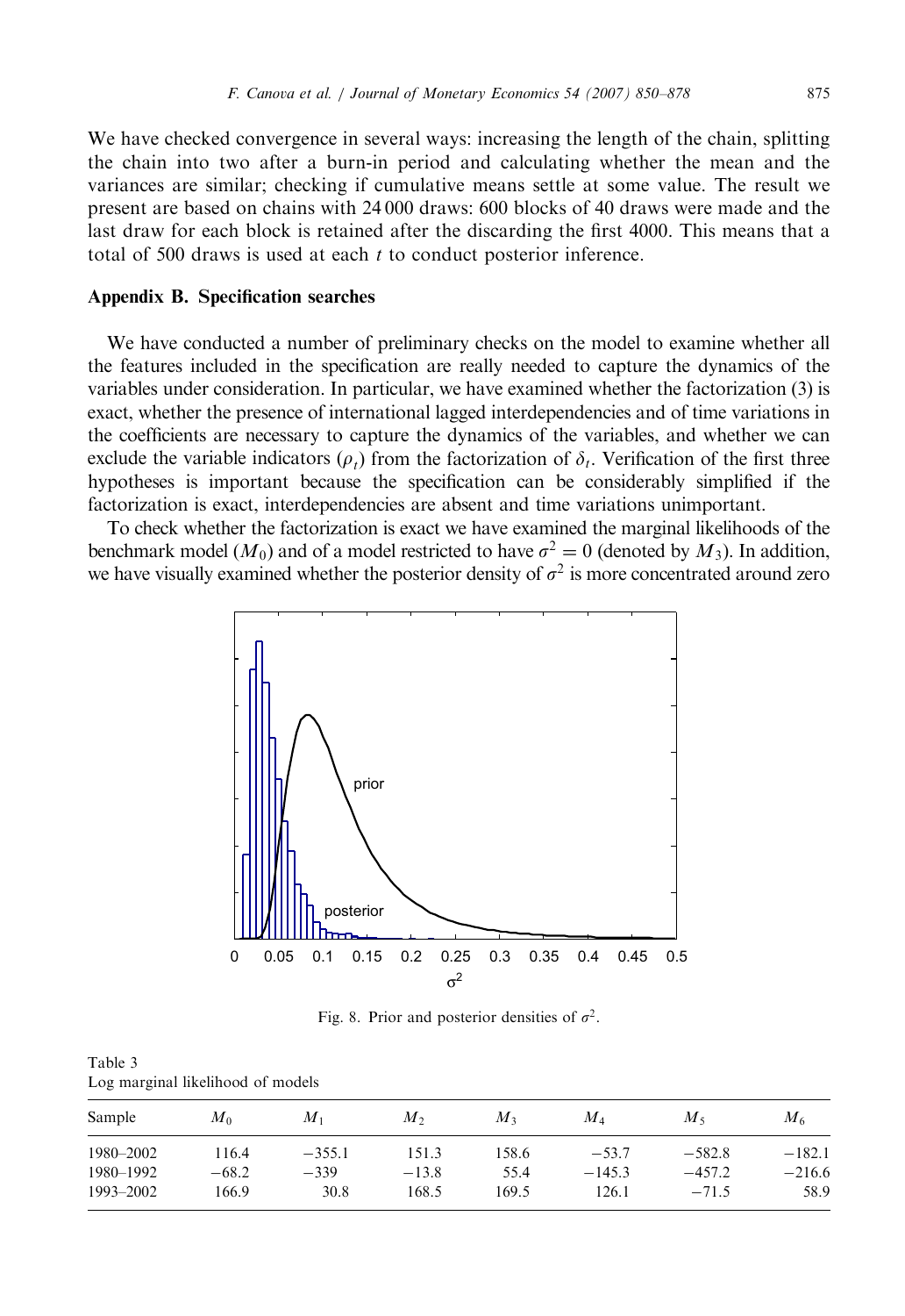We have checked convergence in several ways: increasing the length of the chain, splitting the chain into two after a burn-in period and calculating whether the mean and the variances are similar; checking if cumulative means settle at some value. The result we present are based on chains with 24 000 draws: 600 blocks of 40 draws were made and the last draw for each block is retained after the discarding the first 4000. This means that a total of 500 draws is used at each $t$ to conduct posterior inference.

## Appendix B. Specification searches

We have conducted a number of preliminary checks on the model to examine whether all the features included in the specification are really needed to capture the dynamics of the variables under consideration. In particular, we have examined whether the factorization (3) is exact, whether the presence of international lagged interdependencies and of time variations in the coefficients are necessary to capture the dynamics of the variables, and whether we can exclude the variable indicators ($\rho_t$) from the factorization of $\delta_t$. Verification of the first three hypotheses is important because the specification can be considerably simplified if the factorization is exact, interdependencies are absent and time variations unimportant.

To check whether the factorization is exact we have examined the marginal likelihoods of the benchmark model ($M_0$) and of a model restricted to have $\sigma^2 = 0$ (denoted by $M_3$). In addition, we have visually examined whether the posterior density of $\sigma^2$ is more concentrated around zero

Fig. 8. Prior and posterior densities of $\sigma^2$.

Table 3
Log marginal likelihood of models

| Sample | $M_0$ | $M_1$ | $M_2$ | $M_3$ | $M_4$ | $M_5$ | $M_6$ |
|---|---|---|---|---|---|---|---|
| 1980–2002 | 116.4 | −355.1 | 151.3 | 158.6 | −53.7 | −582.8 | −182.1 |
| 1980–1992 | −68.2 | −339 | −13.8 | 55.4 | −145.3 | −457.2 | −216.6 |
| 1993–2002 | 166.9 | 30.8 | 168.5 | 169.5 | 126.1 | −71.5 | 58.9 |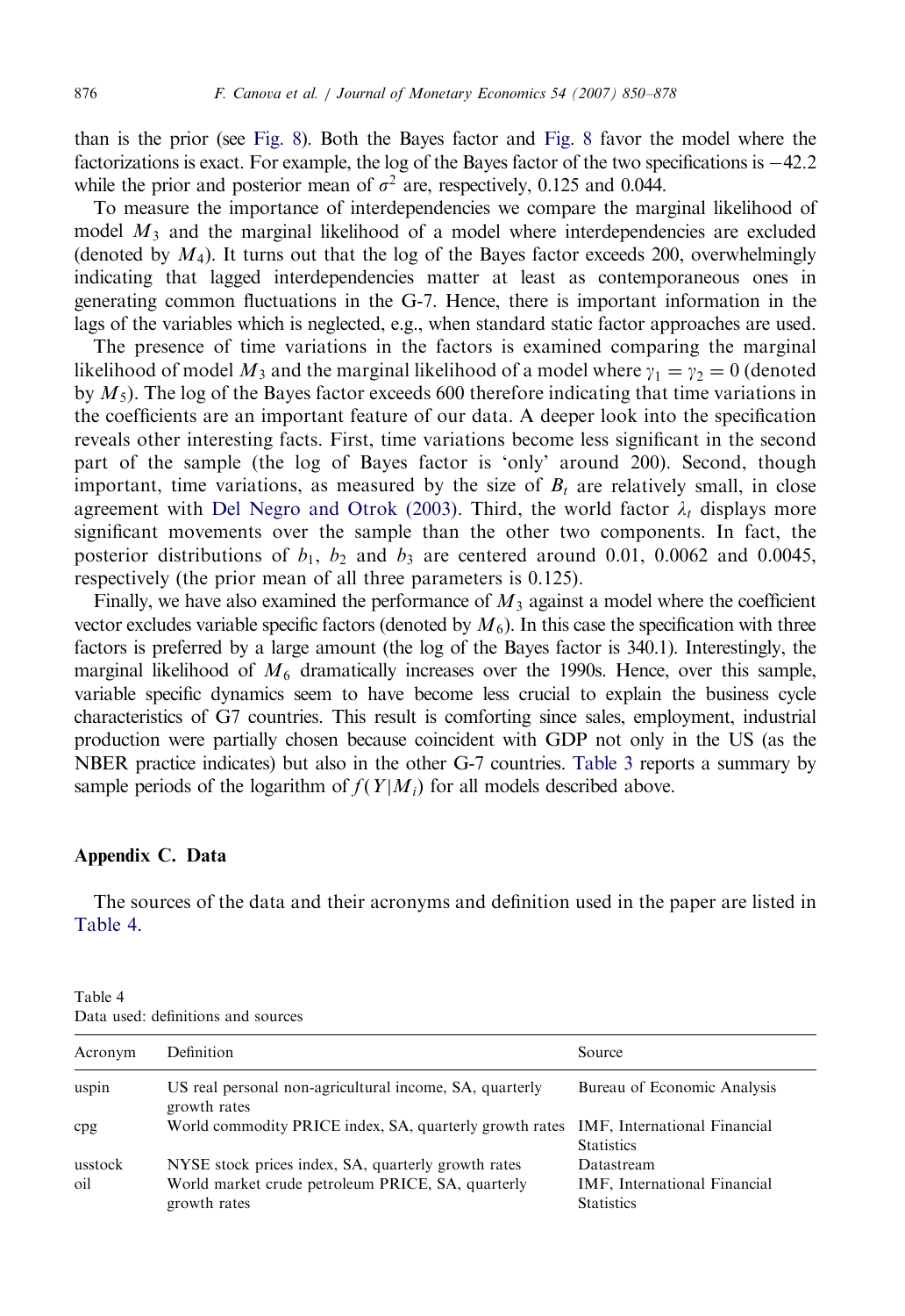than is the prior (see Fig. 8). Both the Bayes factor and Fig. 8 favor the model where the factorizations is exact. For example, the log of the Bayes factor of the two specifications is −42.2 while the prior and posterior mean of $\sigma^2$ are, respectively, 0.125 and 0.044.

To measure the importance of interdependencies we compare the marginal likelihood of model $M_3$ and the marginal likelihood of a model where interdependencies are excluded (denoted by $M_4$). It turns out that the log of the Bayes factor exceeds 200, overwhelmingly indicating that lagged interdependencies matter at least as contemporaneous ones in generating common fluctuations in the G-7. Hence, there is important information in the lags of the variables which is neglected, e.g., when standard static factor approaches are used.

The presence of time variations in the factors is examined comparing the marginal likelihood of model $M_3$ and the marginal likelihood of a model where $\gamma_1 = \gamma_2 = 0$ (denoted by $M_5$). The log of the Bayes factor exceeds 600 therefore indicating that time variations in the coefficients are an important feature of our data. A deeper look into the specification reveals other interesting facts. First, time variations become less significant in the second part of the sample (the log of Bayes factor is 'only' around 200). Second, though important, time variations, as measured by the size of $B_t$ are relatively small, in close agreement with Del Negro and Otrok (2003). Third, the world factor $\lambda_t$ displays more significant movements over the sample than the other two components. In fact, the posterior distributions of $b_1$, $b_2$ and $b_3$ are centered around 0.01, 0.0062 and 0.0045, respectively (the prior mean of all three parameters is 0.125).

Finally, we have also examined the performance of $M_3$ against a model where the coefficient vector excludes variable specific factors (denoted by $M_6$). In this case the specification with three factors is preferred by a large amount (the log of the Bayes factor is 340.1). Interestingly, the marginal likelihood of $M_6$ dramatically increases over the 1990s. Hence, over this sample, variable specific dynamics seem to have become less crucial to explain the business cycle characteristics of G7 countries. This result is comforting since sales, employment, industrial production were partially chosen because coincident with GDP not only in the US (as the NBER practice indicates) but also in the other G-7 countries. Table 3 reports a summary by sample periods of the logarithm of $f(Y|M_i)$ for all models described above.

## Appendix C. Data

The sources of the data and their acronyms and definition used in the paper are listed in Table 4.

Table 4
Data used: definitions and sources

| Acronym | Definition | Source |
|---|---|---|
| uspin | US real personal non-agricultural income, SA, quarterly growth rates | Bureau of Economic Analysis |
| cpg | World commodity PRICE index, SA, quarterly growth rates | IMF, International Financial Statistics |
| usstock | NYSE stock prices index, SA, quarterly growth rates | Datastream |
| oil | World market crude petroleum PRICE, SA, quarterly growth rates | IMF, International Financial Statistics |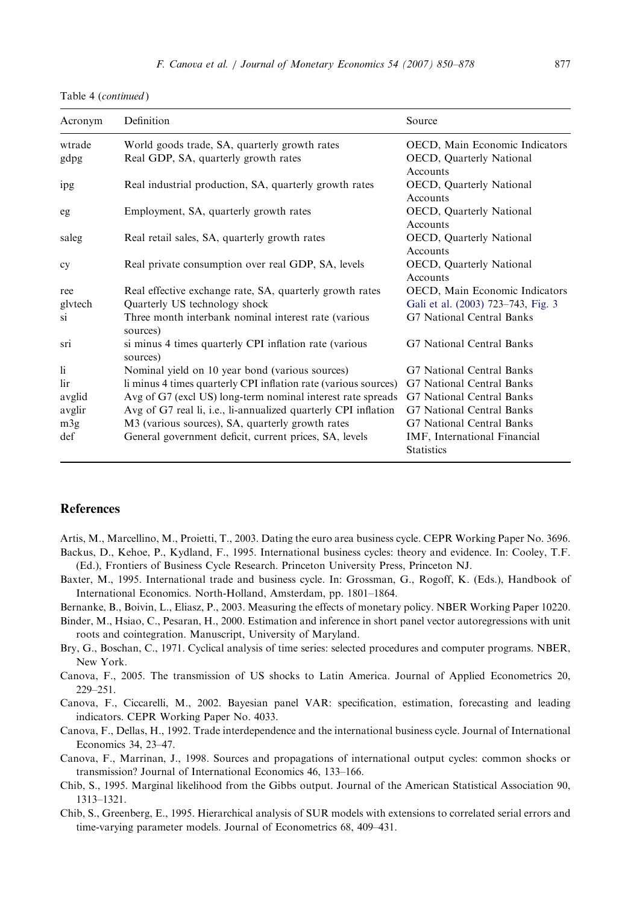Table 4 (*continued*)

| Acronym | Definition | Source |
|---|---|---|
| wtrade | World goods trade, SA, quarterly growth rates | OECD, Main Economic Indicators |
| gdpg | Real GDP, SA, quarterly growth rates | OECD, Quarterly National Accounts |
| ipg | Real industrial production, SA, quarterly growth rates | OECD, Quarterly National Accounts |
| eg | Employment, SA, quarterly growth rates | OECD, Quarterly National Accounts |
| saleg | Real retail sales, SA, quarterly growth rates | OECD, Quarterly National Accounts |
| cy | Real private consumption over real GDP, SA, levels | OECD, Quarterly National Accounts |
| ree | Real effective exchange rate, SA, quarterly growth rates | OECD, Main Economic Indicators |
| glvtech | Quarterly US technology shock | Gali et al. (2003) 723–743, Fig. 3 |
| si | Three month interbank nominal interest rate (various sources) | G7 National Central Banks |
| sri | si minus 4 times quarterly CPI inflation rate (various sources) | G7 National Central Banks |
| li | Nominal yield on 10 year bond (various sources) | G7 National Central Banks |
| lir | li minus 4 times quarterly CPI inflation rate (various sources) | G7 National Central Banks |
| avglid | Avg of G7 (excl US) long-term nominal interest rate spreads | G7 National Central Banks |
| avglir | Avg of G7 real li, i.e., li-annualized quarterly CPI inflation | G7 National Central Banks |
| m3g | M3 (various sources), SA, quarterly growth rates | G7 National Central Banks |
| def | General government deficit, current prices, SA, levels | IMF, International Financial Statistics |

## References

Artis, M., Marcellino, M., Proietti, T., 2003. Dating the euro area business cycle. CEPR Working Paper No. 3696.

Backus, D., Kehoe, P., Kydland, F., 1995. International business cycles: theory and evidence. In: Cooley, T.F. (Ed.), Frontiers of Business Cycle Research. Princeton University Press, Princeton NJ.

Baxter, M., 1995. International trade and business cycle. In: Grossman, G., Rogoff, K. (Eds.), Handbook of International Economics. North-Holland, Amsterdam, pp. 1801–1864.

Bernanke, B., Boivin, L., Eliasz, P., 2003. Measuring the effects of monetary policy. NBER Working Paper 10220.

Binder, M., Hsiao, C., Pesaran, H., 2000. Estimation and inference in short panel vector autoregressions with unit roots and cointegration. Manuscript, University of Maryland.

Bry, G., Boschan, C., 1971. Cyclical analysis of time series: selected procedures and computer programs. NBER, New York.

Canova, F., 2005. The transmission of US shocks to Latin America. Journal of Applied Econometrics 20, 229–251.

Canova, F., Ciccarelli, M., 2002. Bayesian panel VAR: specification, estimation, forecasting and leading indicators. CEPR Working Paper No. 4033.

Canova, F., Dellas, H., 1992. Trade interdependence and the international business cycle. Journal of International Economics 34, 23–47.

Canova, F., Marrinan, J., 1998. Sources and propagations of international output cycles: common shocks or transmission? Journal of International Economics 46, 133–166.

Chib, S., 1995. Marginal likelihood from the Gibbs output. Journal of the American Statistical Association 90, 1313–1321.

Chib, S., Greenberg, E., 1995. Hierarchical analysis of SUR models with extensions to correlated serial errors and time-varying parameter models. Journal of Econometrics 68, 409–431.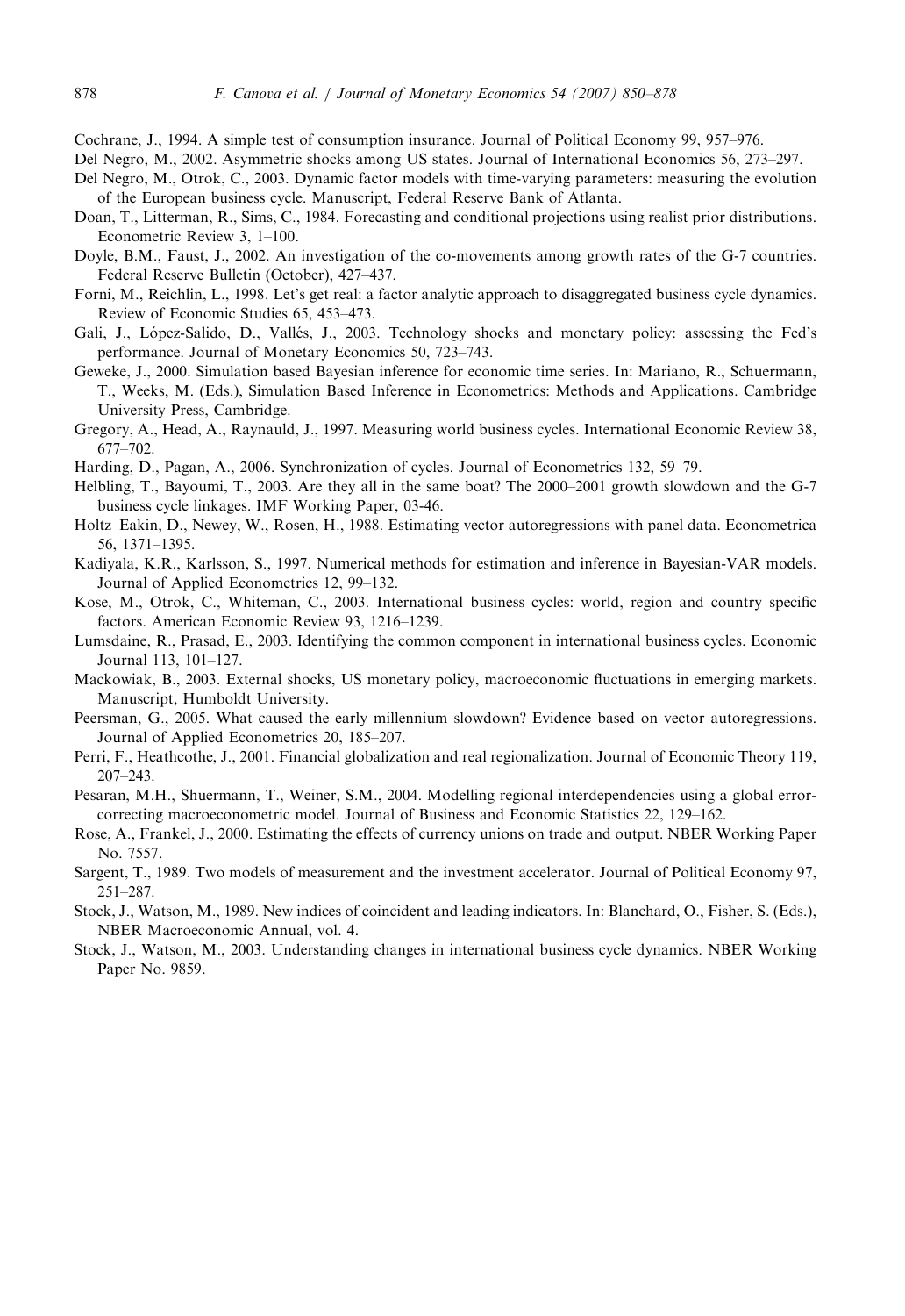Cochrane, J., 1994. A simple test of consumption insurance. Journal of Political Economy 99, 957–976.

Del Negro, M., 2002. Asymmetric shocks among US states. Journal of International Economics 56, 273–297.

Del Negro, M., Otrok, C., 2003. Dynamic factor models with time-varying parameters: measuring the evolution of the European business cycle. Manuscript, Federal Reserve Bank of Atlanta.

Doan, T., Litterman, R., Sims, C., 1984. Forecasting and conditional projections using realist prior distributions. Econometric Review 3, 1–100.

Doyle, B.M., Faust, J., 2002. An investigation of the co-movements among growth rates of the G-7 countries. Federal Reserve Bulletin (October), 427–437.

Forni, M., Reichlin, L., 1998. Let's get real: a factor analytic approach to disaggregated business cycle dynamics. Review of Economic Studies 65, 453–473.

Gali, J., López-Salido, D., Vallés, J., 2003. Technology shocks and monetary policy: assessing the Fed's performance. Journal of Monetary Economics 50, 723–743.

Geweke, J., 2000. Simulation based Bayesian inference for economic time series. In: Mariano, R., Schuermann, T., Weeks, M. (Eds.), Simulation Based Inference in Econometrics: Methods and Applications. Cambridge University Press, Cambridge.

Gregory, A., Head, A., Raynauld, J., 1997. Measuring world business cycles. International Economic Review 38, 677–702.

Harding, D., Pagan, A., 2006. Synchronization of cycles. Journal of Econometrics 132, 59–79.

Helbling, T., Bayoumi, T., 2003. Are they all in the same boat? The 2000–2001 growth slowdown and the G-7 business cycle linkages. IMF Working Paper, 03-46.

Holtz–Eakin, D., Newey, W., Rosen, H., 1988. Estimating vector autoregressions with panel data. Econometrica 56, 1371–1395.

Kadiyala, K.R., Karlsson, S., 1997. Numerical methods for estimation and inference in Bayesian-VAR models. Journal of Applied Econometrics 12, 99–132.

Kose, M., Otrok, C., Whiteman, C., 2003. International business cycles: world, region and country specific factors. American Economic Review 93, 1216–1239.

Lumsdaine, R., Prasad, E., 2003. Identifying the common component in international business cycles. Economic Journal 113, 101–127.

Mackowiak, B., 2003. External shocks, US monetary policy, macroeconomic fluctuations in emerging markets. Manuscript, Humboldt University.

Peersman, G., 2005. What caused the early millennium slowdown? Evidence based on vector autoregressions. Journal of Applied Econometrics 20, 185–207.

Perri, F., Heathcothe, J., 2001. Financial globalization and real regionalization. Journal of Economic Theory 119, 207–243.

Pesaran, M.H., Shuermann, T., Weiner, S.M., 2004. Modelling regional interdependencies using a global error-correcting macroeconometric model. Journal of Business and Economic Statistics 22, 129–162.

Rose, A., Frankel, J., 2000. Estimating the effects of currency unions on trade and output. NBER Working Paper No. 7557.

Sargent, T., 1989. Two models of measurement and the investment accelerator. Journal of Political Economy 97, 251–287.

Stock, J., Watson, M., 1989. New indices of coincident and leading indicators. In: Blanchard, O., Fisher, S. (Eds.), NBER Macroeconomic Annual, vol. 4.

Stock, J., Watson, M., 2003. Understanding changes in international business cycle dynamics. NBER Working Paper No. 9859.